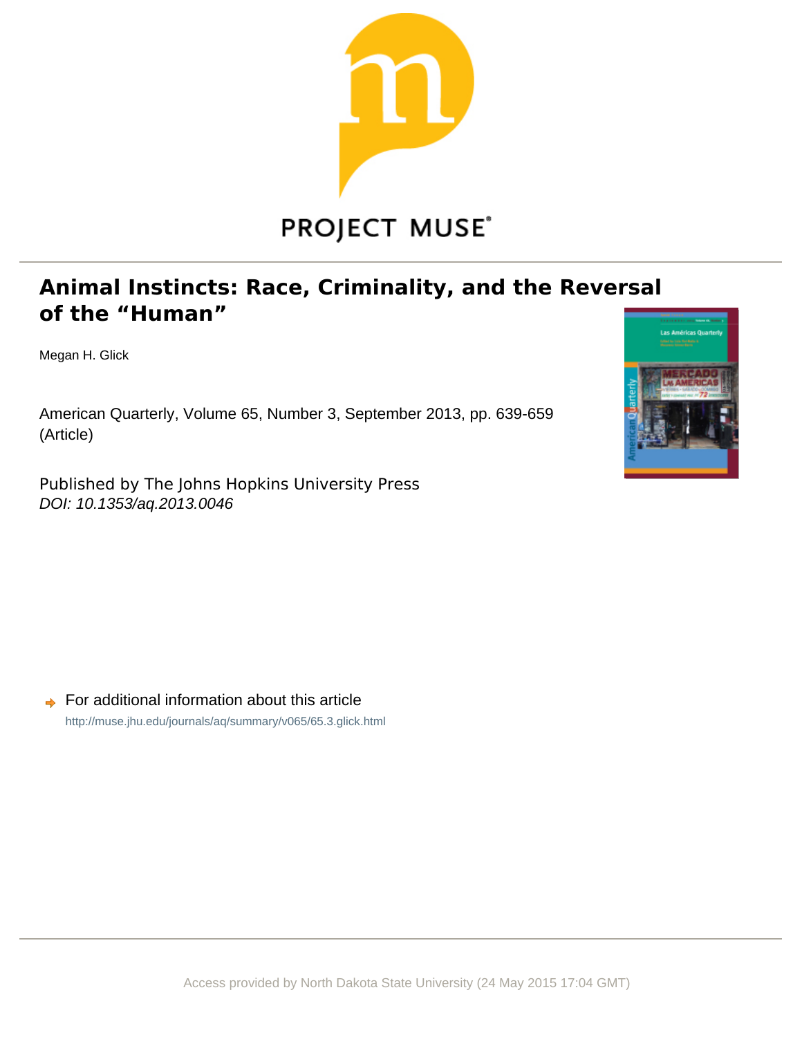PROJECT MUSE®

# Animal Instincts: Race, Criminality, and the Reversal of the "Human"

Megan H. Glick

American Quarterly, Volume 65, Number 3, September 2013, pp. 639-659 (Article)

Published by The Johns Hopkins University Press
*DOI: 10.1353/aq.2013.0046*

For additional information about this article
http://muse.jhu.edu/journals/aq/summary/v065/65.3.glick.html

Access provided by North Dakota State University (24 May 2015 17:04 GMT)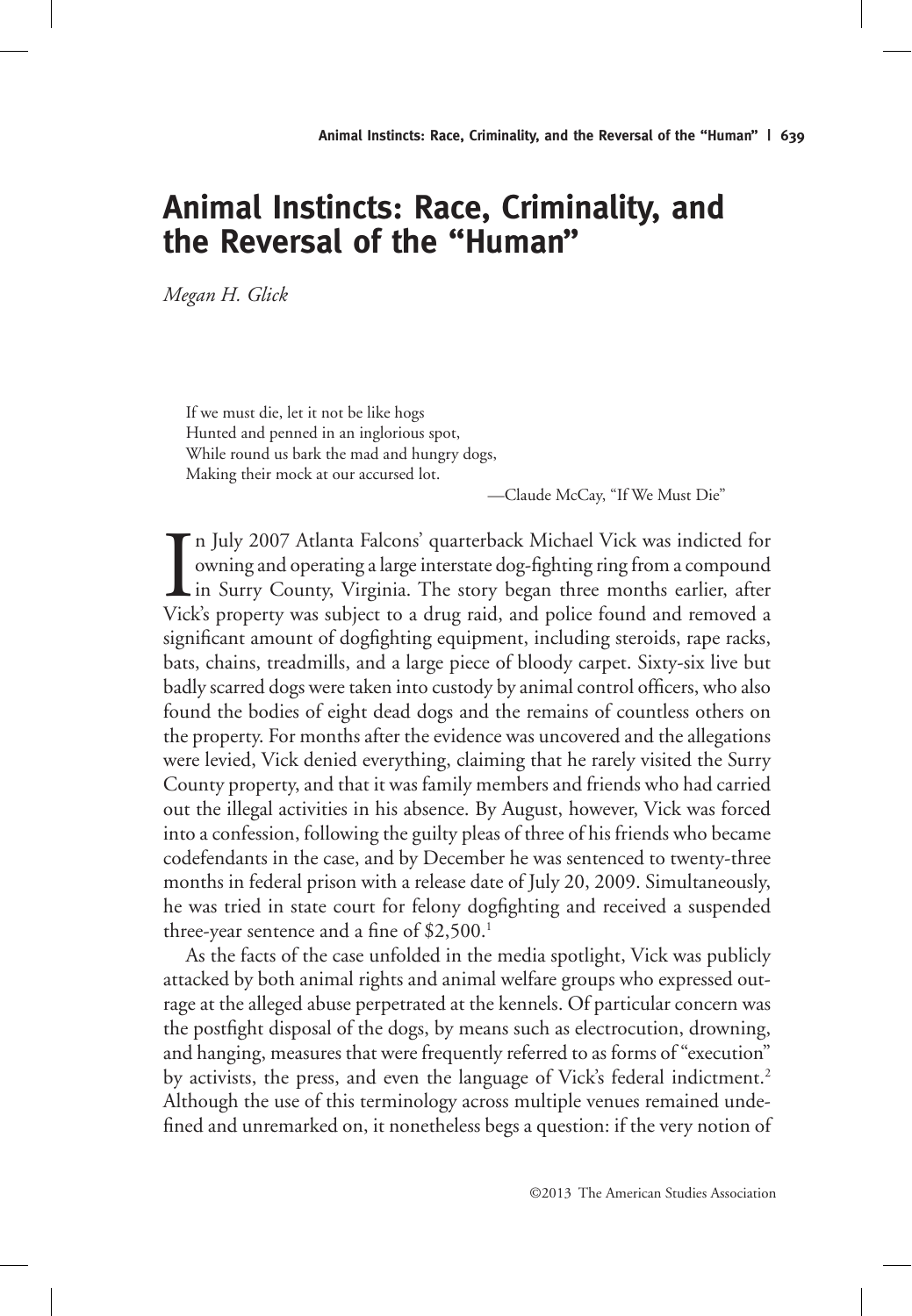# Animal Instincts: Race, Criminality, and the Reversal of the "Human"

*Megan H. Glick*

If we must die, let it not be like hogs
Hunted and penned in an inglorious spot,
While round us bark the mad and hungry dogs,
Making their mock at our accursed lot.

—Claude McCay, "If We Must Die"

In July 2007 Atlanta Falcons' quarterback Michael Vick was indicted for owning and operating a large interstate dog-fighting ring from a compound in Surry County, Virginia. The story began three months earlier, after Vick's property was subject to a drug raid, and police found and removed a significant amount of dogfighting equipment, including steroids, rape racks, bats, chains, treadmills, and a large piece of bloody carpet. Sixty-six live but badly scarred dogs were taken into custody by animal control officers, who also found the bodies of eight dead dogs and the remains of countless others on the property. For months after the evidence was uncovered and the allegations were levied, Vick denied everything, claiming that he rarely visited the Surry County property, and that it was family members and friends who had carried out the illegal activities in his absence. By August, however, Vick was forced into a confession, following the guilty pleas of three of his friends who became codefendants in the case, and by December he was sentenced to twenty-three months in federal prison with a release date of July 20, 2009. Simultaneously, he was tried in state court for felony dogfighting and received a suspended three-year sentence and a fine of $2,500.[1]

As the facts of the case unfolded in the media spotlight, Vick was publicly attacked by both animal rights and animal welfare groups who expressed outrage at the alleged abuse perpetrated at the kennels. Of particular concern was the postfight disposal of the dogs, by means such as electrocution, drowning, and hanging, measures that were frequently referred to as forms of "execution" by activists, the press, and even the language of Vick's federal indictment.[2] Although the use of this terminology across multiple venues remained undefined and unremarked on, it nonetheless begs a question: if the very notion of

©2013 The American Studies Association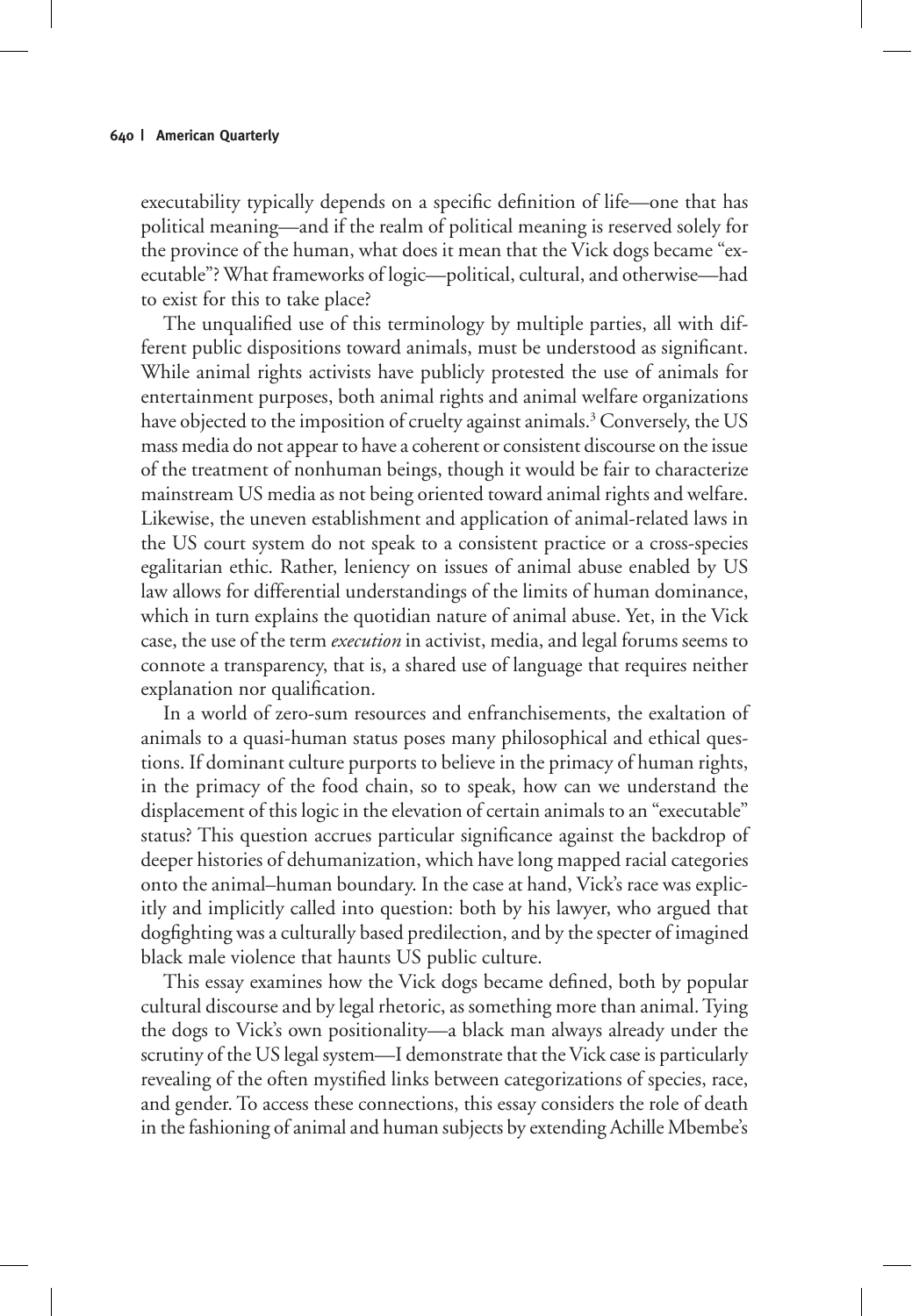executability typically depends on a specific definition of life—one that has political meaning—and if the realm of political meaning is reserved solely for the province of the human, what does it mean that the Vick dogs became "executable"? What frameworks of logic—political, cultural, and otherwise—had to exist for this to take place?

The unqualified use of this terminology by multiple parties, all with different public dispositions toward animals, must be understood as significant. While animal rights activists have publicly protested the use of animals for entertainment purposes, both animal rights and animal welfare organizations have objected to the imposition of cruelty against animals.[3] Conversely, the US mass media do not appear to have a coherent or consistent discourse on the issue of the treatment of nonhuman beings, though it would be fair to characterize mainstream US media as not being oriented toward animal rights and welfare. Likewise, the uneven establishment and application of animal-related laws in the US court system do not speak to a consistent practice or a cross-species egalitarian ethic. Rather, leniency on issues of animal abuse enabled by US law allows for differential understandings of the limits of human dominance, which in turn explains the quotidian nature of animal abuse. Yet, in the Vick case, the use of the term *execution* in activist, media, and legal forums seems to connote a transparency, that is, a shared use of language that requires neither explanation nor qualification.

In a world of zero-sum resources and enfranchisements, the exaltation of animals to a quasi-human status poses many philosophical and ethical questions. If dominant culture purports to believe in the primacy of human rights, in the primacy of the food chain, so to speak, how can we understand the displacement of this logic in the elevation of certain animals to an "executable" status? This question accrues particular significance against the backdrop of deeper histories of dehumanization, which have long mapped racial categories onto the animal–human boundary. In the case at hand, Vick's race was explicitly and implicitly called into question: both by his lawyer, who argued that dogfighting was a culturally based predilection, and by the specter of imagined black male violence that haunts US public culture.

This essay examines how the Vick dogs became defined, both by popular cultural discourse and by legal rhetoric, as something more than animal. Tying the dogs to Vick's own positionality—a black man always already under the scrutiny of the US legal system—I demonstrate that the Vick case is particularly revealing of the often mystified links between categorizations of species, race, and gender. To access these connections, this essay considers the role of death in the fashioning of animal and human subjects by extending Achille Mbembe's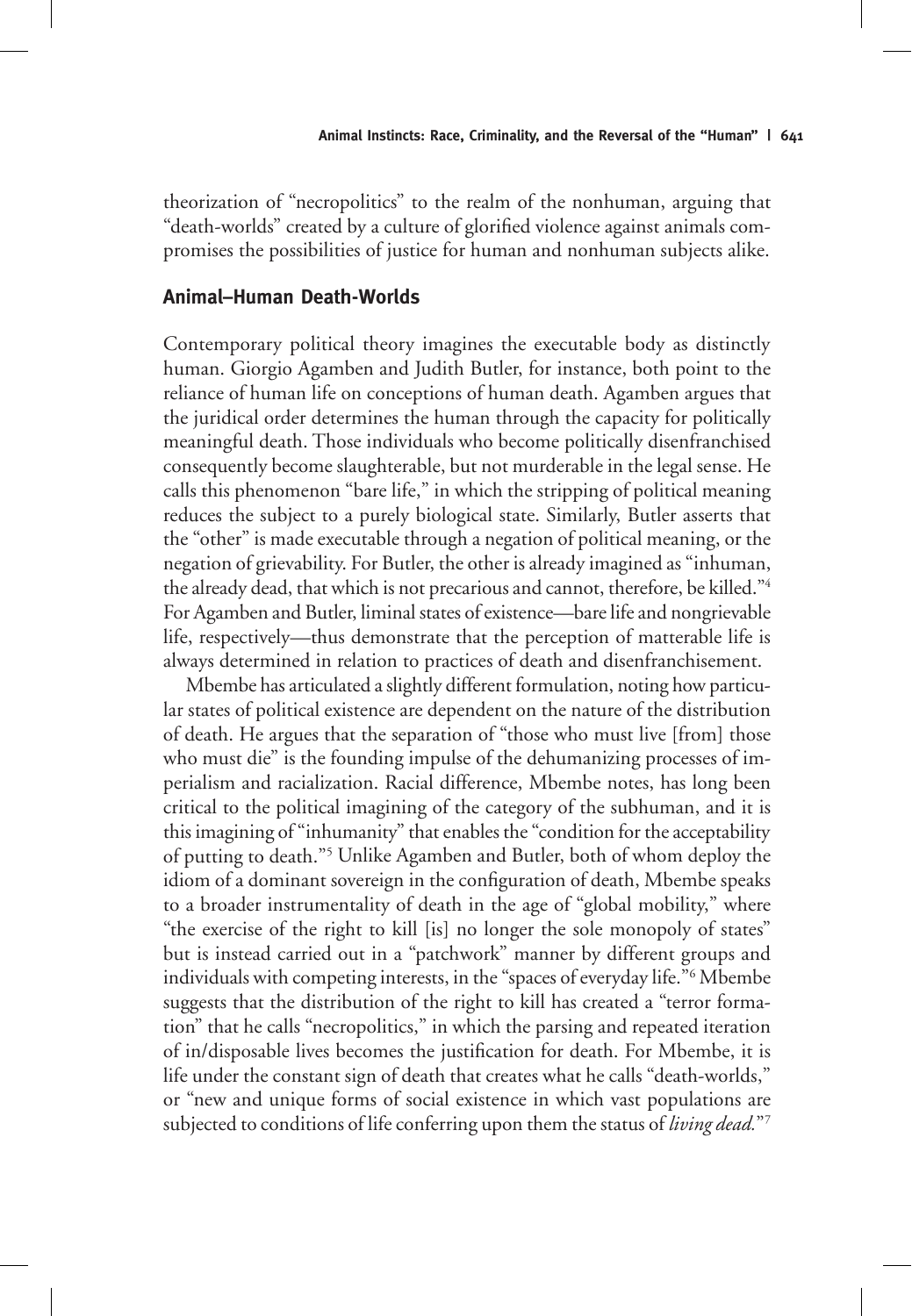theorization of "necropolitics" to the realm of the nonhuman, arguing that "death-worlds" created by a culture of glorified violence against animals compromises the possibilities of justice for human and nonhuman subjects alike.

## Animal–Human Death-Worlds

Contemporary political theory imagines the executable body as distinctly human. Giorgio Agamben and Judith Butler, for instance, both point to the reliance of human life on conceptions of human death. Agamben argues that the juridical order determines the human through the capacity for politically meaningful death. Those individuals who become politically disenfranchised consequently become slaughterable, but not murderable in the legal sense. He calls this phenomenon "bare life," in which the stripping of political meaning reduces the subject to a purely biological state. Similarly, Butler asserts that the "other" is made executable through a negation of political meaning, or the negation of grievability. For Butler, the other is already imagined as "inhuman, the already dead, that which is not precarious and cannot, therefore, be killed."[4] For Agamben and Butler, liminal states of existence—bare life and nongrievable life, respectively—thus demonstrate that the perception of matterable life is always determined in relation to practices of death and disenfranchisement.

Mbembe has articulated a slightly different formulation, noting how particular states of political existence are dependent on the nature of the distribution of death. He argues that the separation of "those who must live [from] those who must die" is the founding impulse of the dehumanizing processes of imperialism and racialization. Racial difference, Mbembe notes, has long been critical to the political imagining of the category of the subhuman, and it is this imagining of "inhumanity" that enables the "condition for the acceptability of putting to death."[5] Unlike Agamben and Butler, both of whom deploy the idiom of a dominant sovereign in the configuration of death, Mbembe speaks to a broader instrumentality of death in the age of "global mobility," where "the exercise of the right to kill [is] no longer the sole monopoly of states" but is instead carried out in a "patchwork" manner by different groups and individuals with competing interests, in the "spaces of everyday life."[6] Mbembe suggests that the distribution of the right to kill has created a "terror formation" that he calls "necropolitics," in which the parsing and repeated iteration of in/disposable lives becomes the justification for death. For Mbembe, it is life under the constant sign of death that creates what he calls "death-worlds," or "new and unique forms of social existence in which vast populations are subjected to conditions of life conferring upon them the status of *living dead*."[7]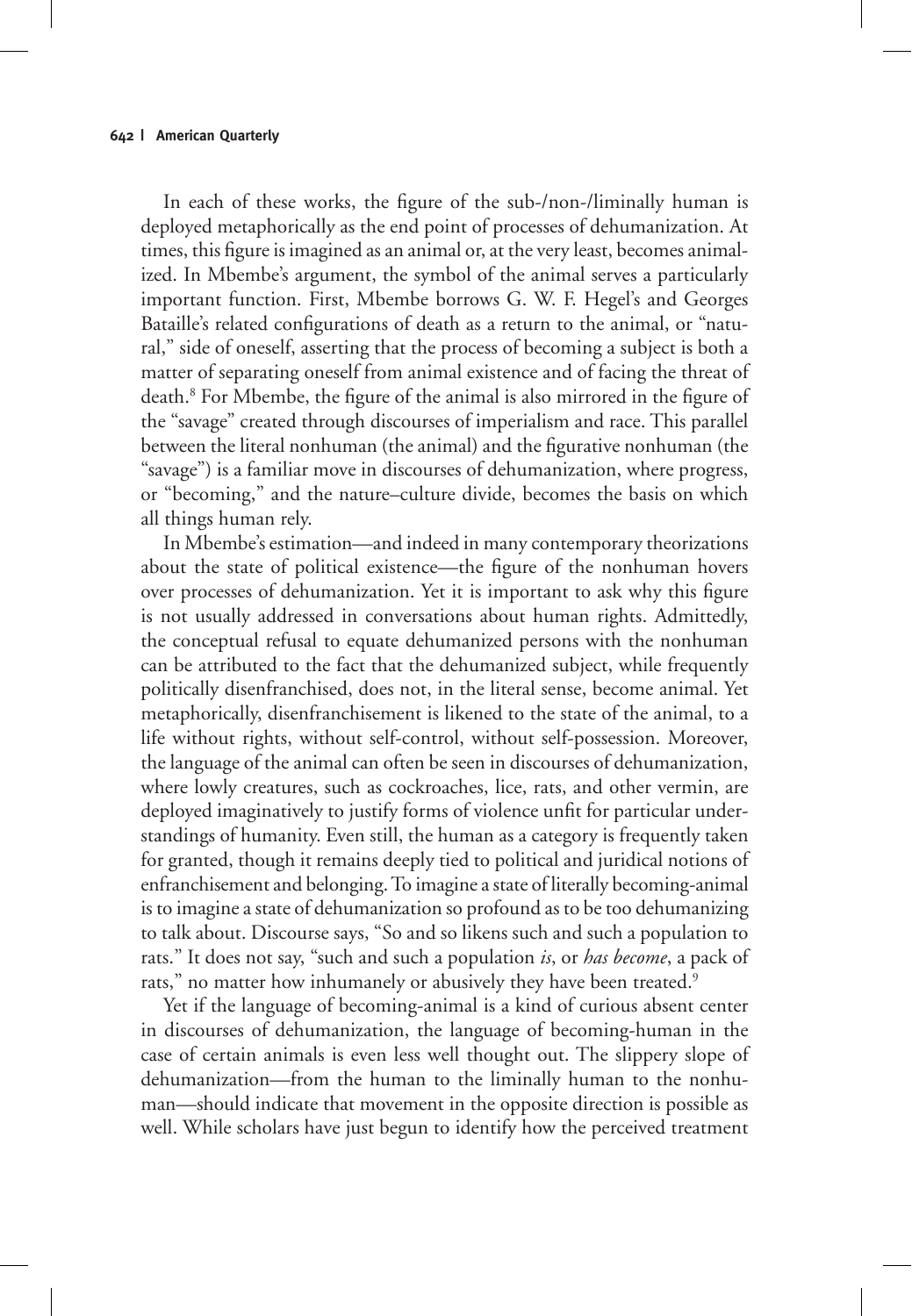In each of these works, the figure of the sub-/non-/liminally human is deployed metaphorically as the end point of processes of dehumanization. At times, this figure is imagined as an animal or, at the very least, becomes animalized. In Mbembe's argument, the symbol of the animal serves a particularly important function. First, Mbembe borrows G. W. F. Hegel's and Georges Bataille's related configurations of death as a return to the animal, or "natural," side of oneself, asserting that the process of becoming a subject is both a matter of separating oneself from animal existence and of facing the threat of death.[8] For Mbembe, the figure of the animal is also mirrored in the figure of the "savage" created through discourses of imperialism and race. This parallel between the literal nonhuman (the animal) and the figurative nonhuman (the "savage") is a familiar move in discourses of dehumanization, where progress, or "becoming," and the nature–culture divide, becomes the basis on which all things human rely.

In Mbembe's estimation—and indeed in many contemporary theorizations about the state of political existence—the figure of the nonhuman hovers over processes of dehumanization. Yet it is important to ask why this figure is not usually addressed in conversations about human rights. Admittedly, the conceptual refusal to equate dehumanized persons with the nonhuman can be attributed to the fact that the dehumanized subject, while frequently politically disenfranchised, does not, in the literal sense, become animal. Yet metaphorically, disenfranchisement is likened to the state of the animal, to a life without rights, without self-control, without self-possession. Moreover, the language of the animal can often be seen in discourses of dehumanization, where lowly creatures, such as cockroaches, lice, rats, and other vermin, are deployed imaginatively to justify forms of violence unfit for particular understandings of humanity. Even still, the human as a category is frequently taken for granted, though it remains deeply tied to political and juridical notions of enfranchisement and belonging. To imagine a state of literally becoming-animal is to imagine a state of dehumanization so profound as to be too dehumanizing to talk about. Discourse says, "So and so likens such and such a population to rats." It does not say, "such and such a population *is*, or *has become*, a pack of rats," no matter how inhumanely or abusively they have been treated.[9]

Yet if the language of becoming-animal is a kind of curious absent center in discourses of dehumanization, the language of becoming-human in the case of certain animals is even less well thought out. The slippery slope of dehumanization—from the human to the liminally human to the nonhuman—should indicate that movement in the opposite direction is possible as well. While scholars have just begun to identify how the perceived treatment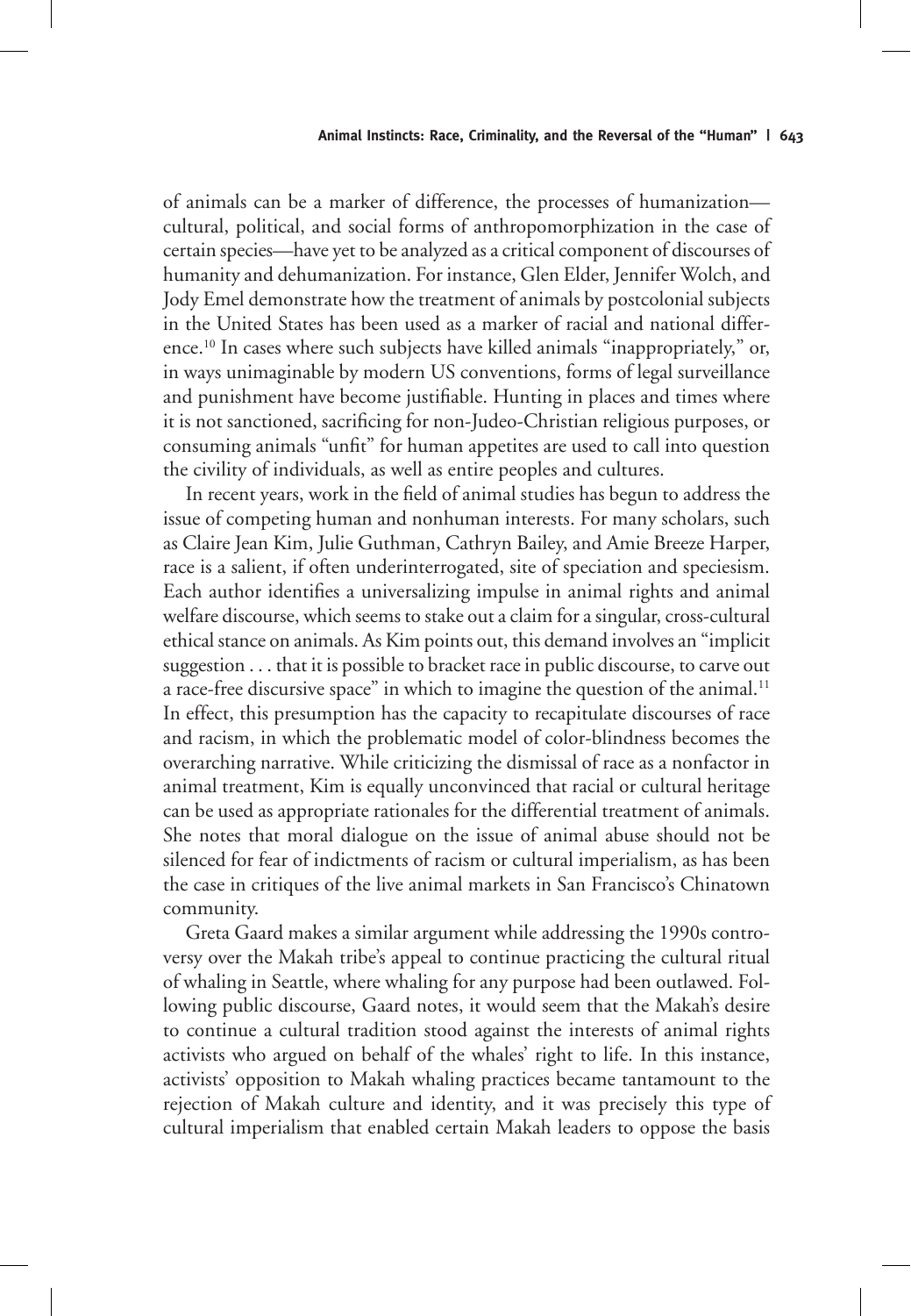of animals can be a marker of difference, the processes of humanization—cultural, political, and social forms of anthropomorphization in the case of certain species—have yet to be analyzed as a critical component of discourses of humanity and dehumanization. For instance, Glen Elder, Jennifer Wolch, and Jody Emel demonstrate how the treatment of animals by postcolonial subjects in the United States has been used as a marker of racial and national difference.[10] In cases where such subjects have killed animals "inappropriately," or, in ways unimaginable by modern US conventions, forms of legal surveillance and punishment have become justifiable. Hunting in places and times where it is not sanctioned, sacrificing for non-Judeo-Christian religious purposes, or consuming animals "unfit" for human appetites are used to call into question the civility of individuals, as well as entire peoples and cultures.

In recent years, work in the field of animal studies has begun to address the issue of competing human and nonhuman interests. For many scholars, such as Claire Jean Kim, Julie Guthman, Cathryn Bailey, and Amie Breeze Harper, race is a salient, if often underinterrogated, site of speciation and speciesism. Each author identifies a universalizing impulse in animal rights and animal welfare discourse, which seems to stake out a claim for a singular, cross-cultural ethical stance on animals. As Kim points out, this demand involves an "implicit suggestion . . . that it is possible to bracket race in public discourse, to carve out a race-free discursive space" in which to imagine the question of the animal.[11] In effect, this presumption has the capacity to recapitulate discourses of race and racism, in which the problematic model of color-blindness becomes the overarching narrative. While criticizing the dismissal of race as a nonfactor in animal treatment, Kim is equally unconvinced that racial or cultural heritage can be used as appropriate rationales for the differential treatment of animals. She notes that moral dialogue on the issue of animal abuse should not be silenced for fear of indictments of racism or cultural imperialism, as has been the case in critiques of the live animal markets in San Francisco's Chinatown community.

Greta Gaard makes a similar argument while addressing the 1990s controversy over the Makah tribe's appeal to continue practicing the cultural ritual of whaling in Seattle, where whaling for any purpose had been outlawed. Following public discourse, Gaard notes, it would seem that the Makah's desire to continue a cultural tradition stood against the interests of animal rights activists who argued on behalf of the whales' right to life. In this instance, activists' opposition to Makah whaling practices became tantamount to the rejection of Makah culture and identity, and it was precisely this type of cultural imperialism that enabled certain Makah leaders to oppose the basis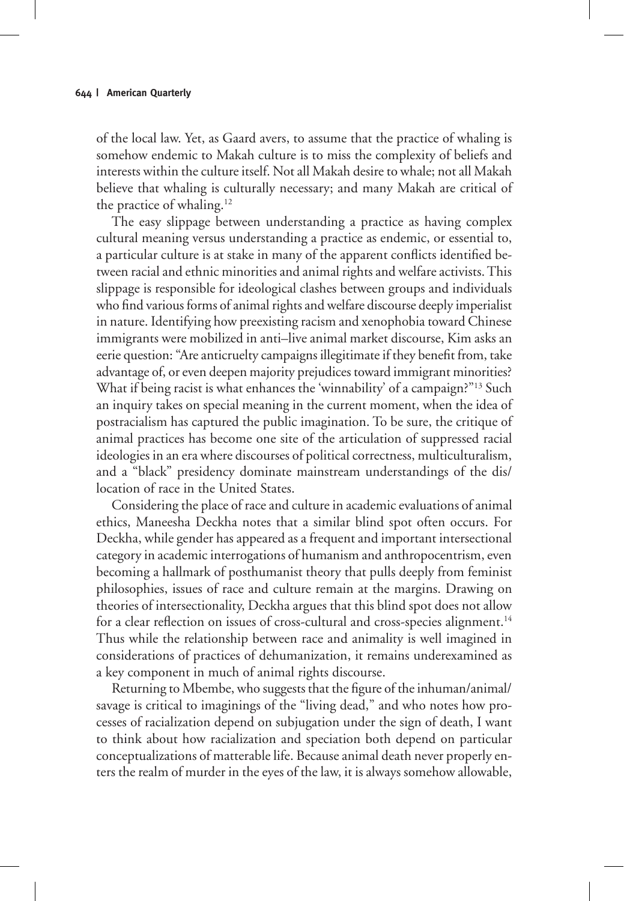of the local law. Yet, as Gaard avers, to assume that the practice of whaling is somehow endemic to Makah culture is to miss the complexity of beliefs and interests within the culture itself. Not all Makah desire to whale; not all Makah believe that whaling is culturally necessary; and many Makah are critical of the practice of whaling.[12]

The easy slippage between understanding a practice as having complex cultural meaning versus understanding a practice as endemic, or essential to, a particular culture is at stake in many of the apparent conflicts identified between racial and ethnic minorities and animal rights and welfare activists. This slippage is responsible for ideological clashes between groups and individuals who find various forms of animal rights and welfare discourse deeply imperialist in nature. Identifying how preexisting racism and xenophobia toward Chinese immigrants were mobilized in anti–live animal market discourse, Kim asks an eerie question: "Are anticruelty campaigns illegitimate if they benefit from, take advantage of, or even deepen majority prejudices toward immigrant minorities? What if being racist is what enhances the 'winnability' of a campaign?"[13] Such an inquiry takes on special meaning in the current moment, when the idea of postracialism has captured the public imagination. To be sure, the critique of animal practices has become one site of the articulation of suppressed racial ideologies in an era where discourses of political correctness, multiculturalism, and a "black" presidency dominate mainstream understandings of the dis/location of race in the United States.

Considering the place of race and culture in academic evaluations of animal ethics, Maneesha Deckha notes that a similar blind spot often occurs. For Deckha, while gender has appeared as a frequent and important intersectional category in academic interrogations of humanism and anthropocentrism, even becoming a hallmark of posthumanist theory that pulls deeply from feminist philosophies, issues of race and culture remain at the margins. Drawing on theories of intersectionality, Deckha argues that this blind spot does not allow for a clear reflection on issues of cross-cultural and cross-species alignment.[14] Thus while the relationship between race and animality is well imagined in considerations of practices of dehumanization, it remains underexamined as a key component in much of animal rights discourse.

Returning to Mbembe, who suggests that the figure of the inhuman/animal/savage is critical to imaginings of the "living dead," and who notes how processes of racialization depend on subjugation under the sign of death, I want to think about how racialization and speciation both depend on particular conceptualizations of matterable life. Because animal death never properly enters the realm of murder in the eyes of the law, it is always somehow allowable,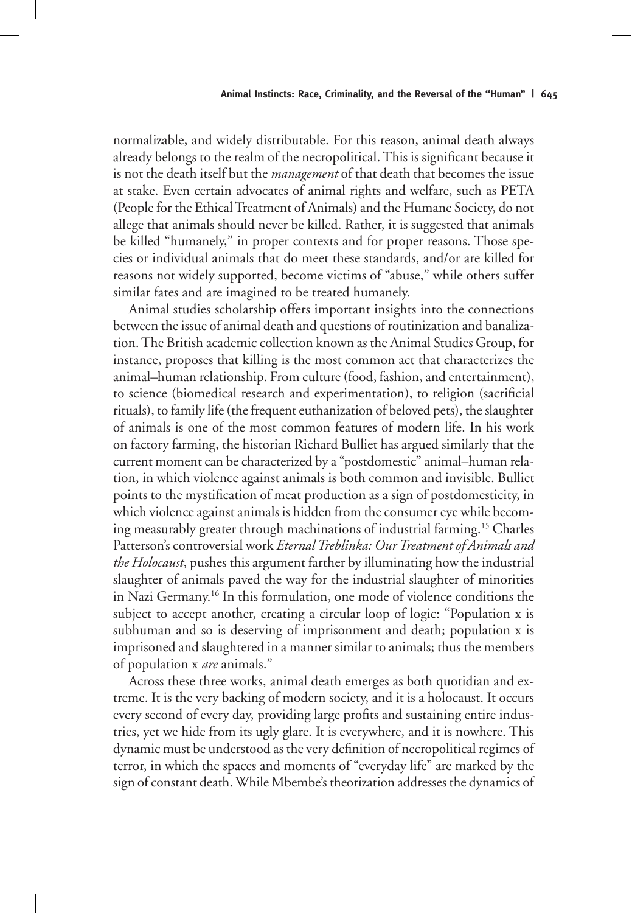normalizable, and widely distributable. For this reason, animal death always already belongs to the realm of the necropolitical. This is significant because it is not the death itself but the *management* of that death that becomes the issue at stake. Even certain advocates of animal rights and welfare, such as PETA (People for the Ethical Treatment of Animals) and the Humane Society, do not allege that animals should never be killed. Rather, it is suggested that animals be killed "humanely," in proper contexts and for proper reasons. Those species or individual animals that do meet these standards, and/or are killed for reasons not widely supported, become victims of "abuse," while others suffer similar fates and are imagined to be treated humanely.

Animal studies scholarship offers important insights into the connections between the issue of animal death and questions of routinization and banalization. The British academic collection known as the Animal Studies Group, for instance, proposes that killing is the most common act that characterizes the animal–human relationship. From culture (food, fashion, and entertainment), to science (biomedical research and experimentation), to religion (sacrificial rituals), to family life (the frequent euthanization of beloved pets), the slaughter of animals is one of the most common features of modern life. In his work on factory farming, the historian Richard Bulliet has argued similarly that the current moment can be characterized by a "postdomestic" animal–human relation, in which violence against animals is both common and invisible. Bulliet points to the mystification of meat production as a sign of postdomesticity, in which violence against animals is hidden from the consumer eye while becoming measurably greater through machinations of industrial farming.[15] Charles Patterson's controversial work *Eternal Treblinka: Our Treatment of Animals and the Holocaust*, pushes this argument farther by illuminating how the industrial slaughter of animals paved the way for the industrial slaughter of minorities in Nazi Germany.[16] In this formulation, one mode of violence conditions the subject to accept another, creating a circular loop of logic: "Population x is subhuman and so is deserving of imprisonment and death; population x is imprisoned and slaughtered in a manner similar to animals; thus the members of population x *are* animals."

Across these three works, animal death emerges as both quotidian and extreme. It is the very backing of modern society, and it is a holocaust. It occurs every second of every day, providing large profits and sustaining entire industries, yet we hide from its ugly glare. It is everywhere, and it is nowhere. This dynamic must be understood as the very definition of necropolitical regimes of terror, in which the spaces and moments of "everyday life" are marked by the sign of constant death. While Mbembe's theorization addresses the dynamics of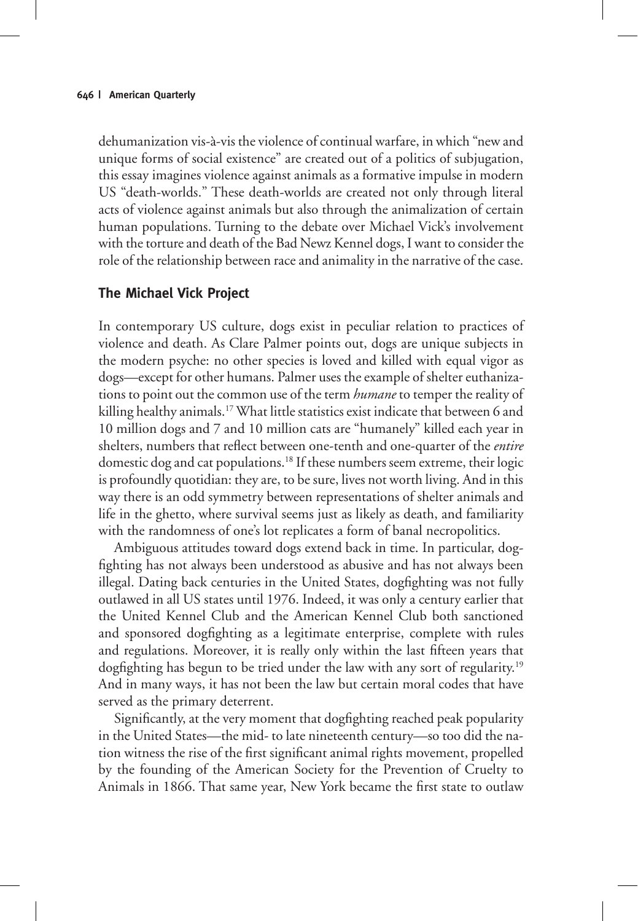dehumanization vis-à-vis the violence of continual warfare, in which "new and unique forms of social existence" are created out of a politics of subjugation, this essay imagines violence against animals as a formative impulse in modern US "death-worlds." These death-worlds are created not only through literal acts of violence against animals but also through the animalization of certain human populations. Turning to the debate over Michael Vick's involvement with the torture and death of the Bad Newz Kennel dogs, I want to consider the role of the relationship between race and animality in the narrative of the case.

## The Michael Vick Project

In contemporary US culture, dogs exist in peculiar relation to practices of violence and death. As Clare Palmer points out, dogs are unique subjects in the modern psyche: no other species is loved and killed with equal vigor as dogs—except for other humans. Palmer uses the example of shelter euthanizations to point out the common use of the term *humane* to temper the reality of killing healthy animals.[17] What little statistics exist indicate that between 6 and 10 million dogs and 7 and 10 million cats are "humanely" killed each year in shelters, numbers that reflect between one-tenth and one-quarter of the *entire* domestic dog and cat populations.[18] If these numbers seem extreme, their logic is profoundly quotidian: they are, to be sure, lives not worth living. And in this way there is an odd symmetry between representations of shelter animals and life in the ghetto, where survival seems just as likely as death, and familiarity with the randomness of one's lot replicates a form of banal necropolitics.

Ambiguous attitudes toward dogs extend back in time. In particular, dogfighting has not always been understood as abusive and has not always been illegal. Dating back centuries in the United States, dogfighting was not fully outlawed in all US states until 1976. Indeed, it was only a century earlier that the United Kennel Club and the American Kennel Club both sanctioned and sponsored dogfighting as a legitimate enterprise, complete with rules and regulations. Moreover, it is really only within the last fifteen years that dogfighting has begun to be tried under the law with any sort of regularity.[19] And in many ways, it has not been the law but certain moral codes that have served as the primary deterrent.

Significantly, at the very moment that dogfighting reached peak popularity in the United States—the mid- to late nineteenth century—so too did the nation witness the rise of the first significant animal rights movement, propelled by the founding of the American Society for the Prevention of Cruelty to Animals in 1866. That same year, New York became the first state to outlaw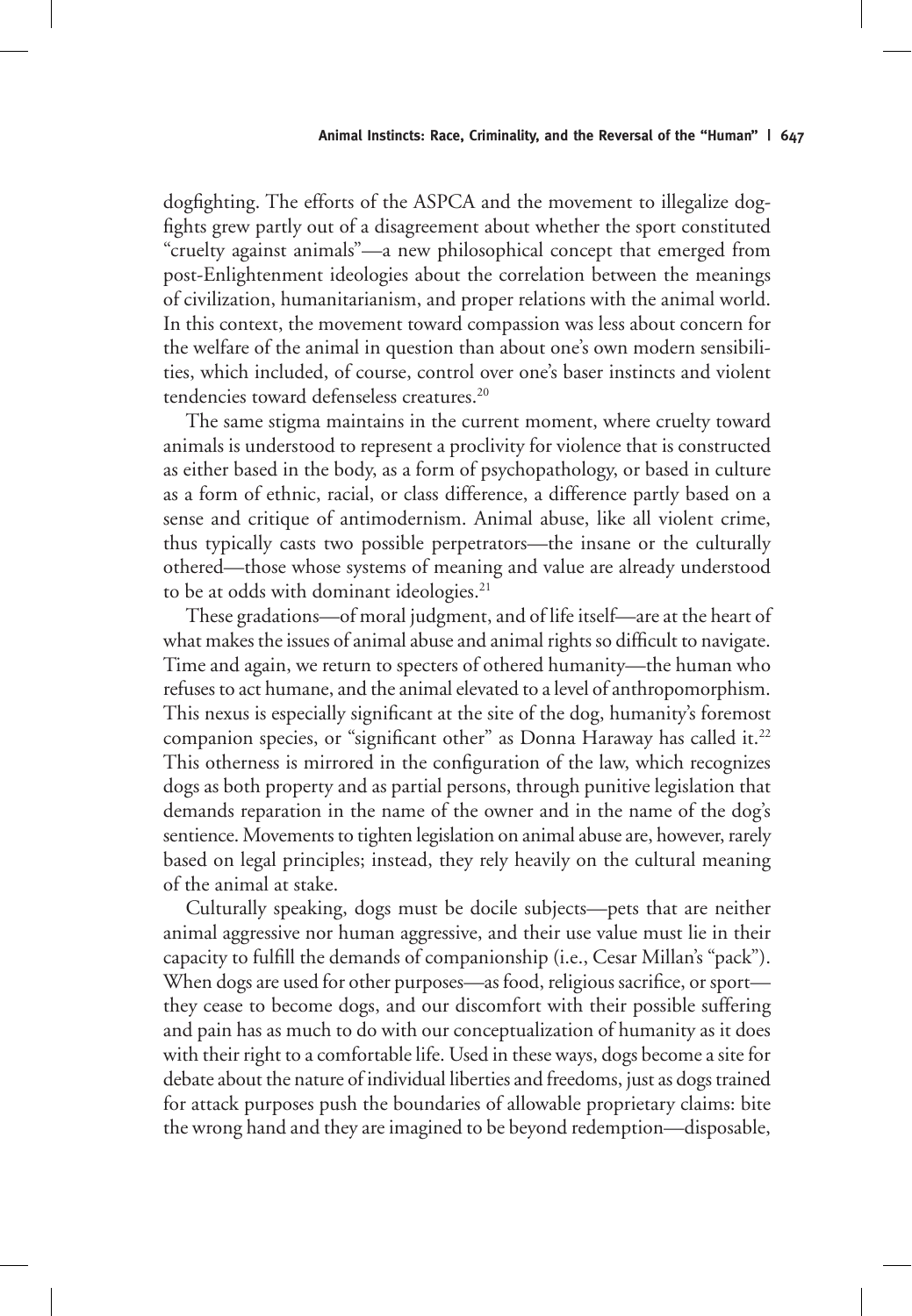dogfighting. The efforts of the ASPCA and the movement to illegalize dogfights grew partly out of a disagreement about whether the sport constituted "cruelty against animals"—a new philosophical concept that emerged from post-Enlightenment ideologies about the correlation between the meanings of civilization, humanitarianism, and proper relations with the animal world. In this context, the movement toward compassion was less about concern for the welfare of the animal in question than about one's own modern sensibilities, which included, of course, control over one's baser instincts and violent tendencies toward defenseless creatures.[20]

The same stigma maintains in the current moment, where cruelty toward animals is understood to represent a proclivity for violence that is constructed as either based in the body, as a form of psychopathology, or based in culture as a form of ethnic, racial, or class difference, a difference partly based on a sense and critique of antimodernism. Animal abuse, like all violent crime, thus typically casts two possible perpetrators—the insane or the culturally othered—those whose systems of meaning and value are already understood to be at odds with dominant ideologies.[21]

These gradations—of moral judgment, and of life itself—are at the heart of what makes the issues of animal abuse and animal rights so difficult to navigate. Time and again, we return to specters of othered humanity—the human who refuses to act humane, and the animal elevated to a level of anthropomorphism. This nexus is especially significant at the site of the dog, humanity's foremost companion species, or "significant other" as Donna Haraway has called it.[22] This otherness is mirrored in the configuration of the law, which recognizes dogs as both property and as partial persons, through punitive legislation that demands reparation in the name of the owner and in the name of the dog's sentience. Movements to tighten legislation on animal abuse are, however, rarely based on legal principles; instead, they rely heavily on the cultural meaning of the animal at stake.

Culturally speaking, dogs must be docile subjects—pets that are neither animal aggressive nor human aggressive, and their use value must lie in their capacity to fulfill the demands of companionship (i.e., Cesar Millan's "pack"). When dogs are used for other purposes—as food, religious sacrifice, or sport—they cease to become dogs, and our discomfort with their possible suffering and pain has as much to do with our conceptualization of humanity as it does with their right to a comfortable life. Used in these ways, dogs become a site for debate about the nature of individual liberties and freedoms, just as dogs trained for attack purposes push the boundaries of allowable proprietary claims: bite the wrong hand and they are imagined to be beyond redemption—disposable,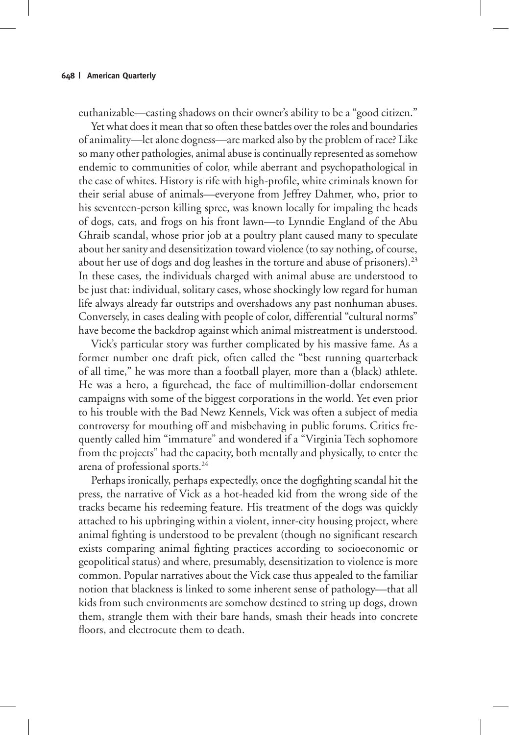euthanizable—casting shadows on their owner's ability to be a "good citizen."

Yet what does it mean that so often these battles over the roles and boundaries of animality—let alone dogness—are marked also by the problem of race? Like so many other pathologies, animal abuse is continually represented as somehow endemic to communities of color, while aberrant and psychopathological in the case of whites. History is rife with high-profile, white criminals known for their serial abuse of animals—everyone from Jeffrey Dahmer, who, prior to his seventeen-person killing spree, was known locally for impaling the heads of dogs, cats, and frogs on his front lawn—to Lynndie England of the Abu Ghraib scandal, whose prior job at a poultry plant caused many to speculate about her sanity and desensitization toward violence (to say nothing, of course, about her use of dogs and dog leashes in the torture and abuse of prisoners).[23] In these cases, the individuals charged with animal abuse are understood to be just that: individual, solitary cases, whose shockingly low regard for human life always already far outstrips and overshadows any past nonhuman abuses. Conversely, in cases dealing with people of color, differential "cultural norms" have become the backdrop against which animal mistreatment is understood.

Vick's particular story was further complicated by his massive fame. As a former number one draft pick, often called the "best running quarterback of all time," he was more than a football player, more than a (black) athlete. He was a hero, a figurehead, the face of multimillion-dollar endorsement campaigns with some of the biggest corporations in the world. Yet even prior to his trouble with the Bad Newz Kennels, Vick was often a subject of media controversy for mouthing off and misbehaving in public forums. Critics frequently called him "immature" and wondered if a "Virginia Tech sophomore from the projects" had the capacity, both mentally and physically, to enter the arena of professional sports.[24]

Perhaps ironically, perhaps expectedly, once the dogfighting scandal hit the press, the narrative of Vick as a hot-headed kid from the wrong side of the tracks became his redeeming feature. His treatment of the dogs was quickly attached to his upbringing within a violent, inner-city housing project, where animal fighting is understood to be prevalent (though no significant research exists comparing animal fighting practices according to socioeconomic or geopolitical status) and where, presumably, desensitization to violence is more common. Popular narratives about the Vick case thus appealed to the familiar notion that blackness is linked to some inherent sense of pathology—that all kids from such environments are somehow destined to string up dogs, drown them, strangle them with their bare hands, smash their heads into concrete floors, and electrocute them to death.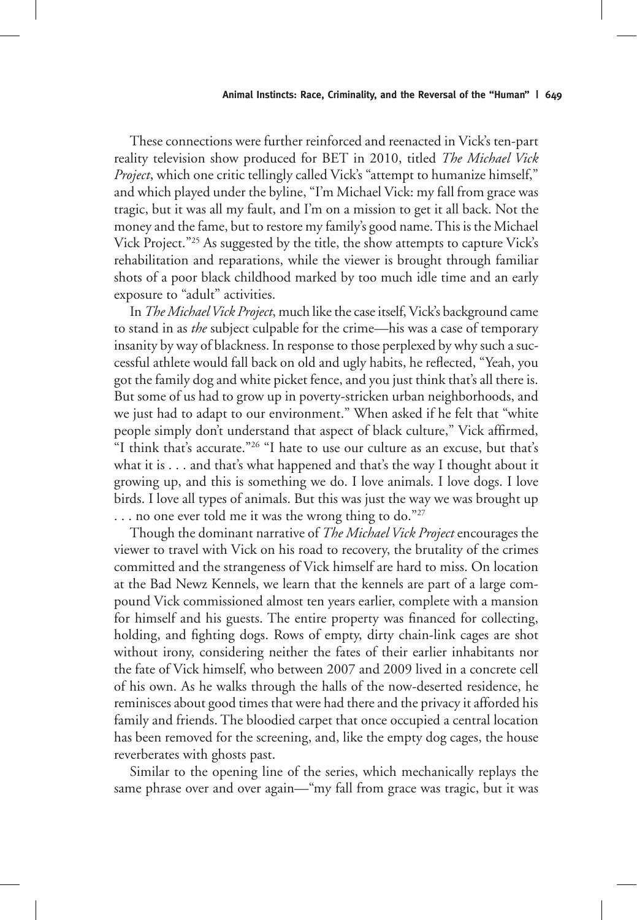These connections were further reinforced and reenacted in Vick's ten-part reality television show produced for BET in 2010, titled *The Michael Vick Project*, which one critic tellingly called Vick's "attempt to humanize himself," and which played under the byline, "I'm Michael Vick: my fall from grace was tragic, but it was all my fault, and I'm on a mission to get it all back. Not the money and the fame, but to restore my family's good name. This is the Michael Vick Project."[25] As suggested by the title, the show attempts to capture Vick's rehabilitation and reparations, while the viewer is brought through familiar shots of a poor black childhood marked by too much idle time and an early exposure to "adult" activities.

In *The Michael Vick Project*, much like the case itself, Vick's background came to stand in as *the* subject culpable for the crime—his was a case of temporary insanity by way of blackness. In response to those perplexed by why such a successful athlete would fall back on old and ugly habits, he reflected, "Yeah, you got the family dog and white picket fence, and you just think that's all there is. But some of us had to grow up in poverty-stricken urban neighborhoods, and we just had to adapt to our environment." When asked if he felt that "white people simply don't understand that aspect of black culture," Vick affirmed, "I think that's accurate."[26] "I hate to use our culture as an excuse, but that's what it is . . . and that's what happened and that's the way I thought about it growing up, and this is something we do. I love animals. I love dogs. I love birds. I love all types of animals. But this was just the way we was brought up . . . no one ever told me it was the wrong thing to do."[27]

Though the dominant narrative of *The Michael Vick Project* encourages the viewer to travel with Vick on his road to recovery, the brutality of the crimes committed and the strangeness of Vick himself are hard to miss. On location at the Bad Newz Kennels, we learn that the kennels are part of a large compound Vick commissioned almost ten years earlier, complete with a mansion for himself and his guests. The entire property was financed for collecting, holding, and fighting dogs. Rows of empty, dirty chain-link cages are shot without irony, considering neither the fates of their earlier inhabitants nor the fate of Vick himself, who between 2007 and 2009 lived in a concrete cell of his own. As he walks through the halls of the now-deserted residence, he reminisces about good times that were had there and the privacy it afforded his family and friends. The bloodied carpet that once occupied a central location has been removed for the screening, and, like the empty dog cages, the house reverberates with ghosts past.

Similar to the opening line of the series, which mechanically replays the same phrase over and over again—"my fall from grace was tragic, but it was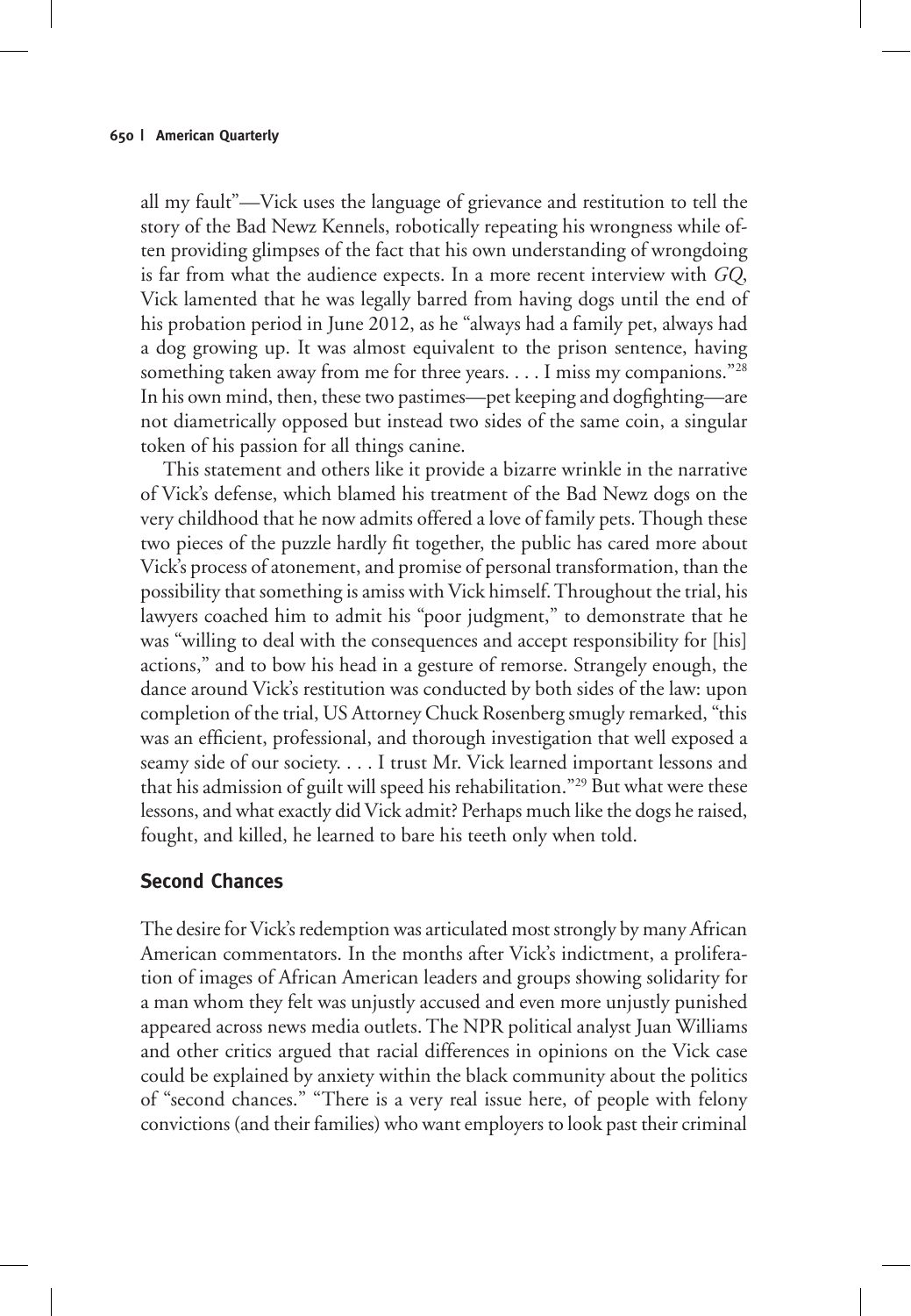all my fault"—Vick uses the language of grievance and restitution to tell the story of the Bad Newz Kennels, robotically repeating his wrongness while often providing glimpses of the fact that his own understanding of wrongdoing is far from what the audience expects. In a more recent interview with *GQ*, Vick lamented that he was legally barred from having dogs until the end of his probation period in June 2012, as he "always had a family pet, always had a dog growing up. It was almost equivalent to the prison sentence, having something taken away from me for three years. . . . I miss my companions."[28] In his own mind, then, these two pastimes—pet keeping and dogfighting—are not diametrically opposed but instead two sides of the same coin, a singular token of his passion for all things canine.

This statement and others like it provide a bizarre wrinkle in the narrative of Vick's defense, which blamed his treatment of the Bad Newz dogs on the very childhood that he now admits offered a love of family pets. Though these two pieces of the puzzle hardly fit together, the public has cared more about Vick's process of atonement, and promise of personal transformation, than the possibility that something is amiss with Vick himself. Throughout the trial, his lawyers coached him to admit his "poor judgment," to demonstrate that he was "willing to deal with the consequences and accept responsibility for [his] actions," and to bow his head in a gesture of remorse. Strangely enough, the dance around Vick's restitution was conducted by both sides of the law: upon completion of the trial, US Attorney Chuck Rosenberg smugly remarked, "this was an efficient, professional, and thorough investigation that well exposed a seamy side of our society. . . . I trust Mr. Vick learned important lessons and that his admission of guilt will speed his rehabilitation."[29] But what were these lessons, and what exactly did Vick admit? Perhaps much like the dogs he raised, fought, and killed, he learned to bare his teeth only when told.

## Second Chances

The desire for Vick's redemption was articulated most strongly by many African American commentators. In the months after Vick's indictment, a proliferation of images of African American leaders and groups showing solidarity for a man whom they felt was unjustly accused and even more unjustly punished appeared across news media outlets. The NPR political analyst Juan Williams and other critics argued that racial differences in opinions on the Vick case could be explained by anxiety within the black community about the politics of "second chances." "There is a very real issue here, of people with felony convictions (and their families) who want employers to look past their criminal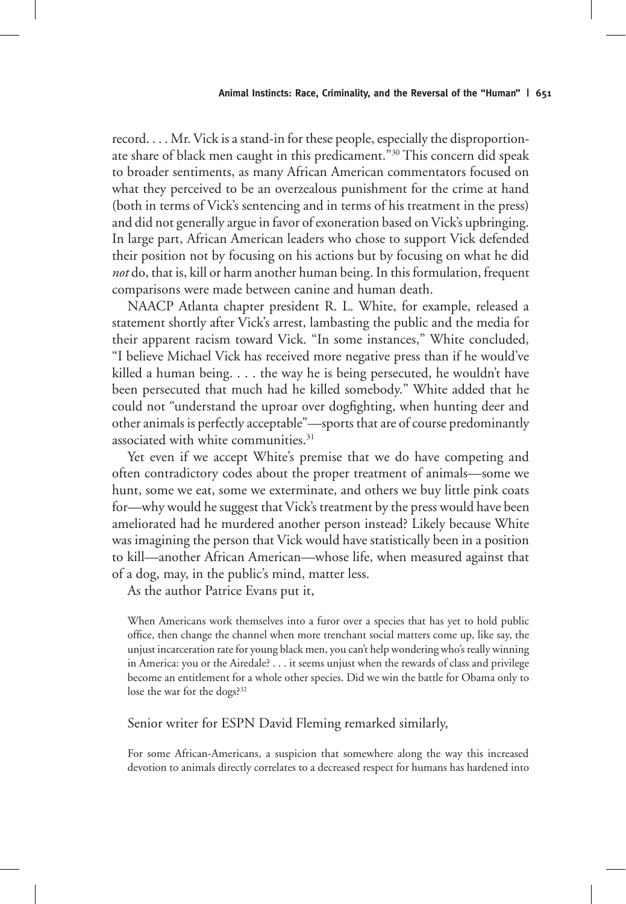record. . . . Mr. Vick is a stand-in for these people, especially the disproportionate share of black men caught in this predicament."[30] This concern did speak to broader sentiments, as many African American commentators focused on what they perceived to be an overzealous punishment for the crime at hand (both in terms of Vick's sentencing and in terms of his treatment in the press) and did not generally argue in favor of exoneration based on Vick's upbringing. In large part, African American leaders who chose to support Vick defended their position not by focusing on his actions but by focusing on what he did *not* do, that is, kill or harm another human being. In this formulation, frequent comparisons were made between canine and human death.

NAACP Atlanta chapter president R. L. White, for example, released a statement shortly after Vick's arrest, lambasting the public and the media for their apparent racism toward Vick. "In some instances," White concluded, "I believe Michael Vick has received more negative press than if he would've killed a human being. . . . the way he is being persecuted, he wouldn't have been persecuted that much had he killed somebody." White added that he could not "understand the uproar over dogfighting, when hunting deer and other animals is perfectly acceptable"—sports that are of course predominantly associated with white communities.[31]

Yet even if we accept White's premise that we do have competing and often contradictory codes about the proper treatment of animals—some we hunt, some we eat, some we exterminate, and others we buy little pink coats for—why would he suggest that Vick's treatment by the press would have been ameliorated had he murdered another person instead? Likely because White was imagining the person that Vick would have statistically been in a position to kill—another African American—whose life, when measured against that of a dog, may, in the public's mind, matter less.

As the author Patrice Evans put it,

> When Americans work themselves into a furor over a species that has yet to hold public office, then change the channel when more trenchant social matters come up, like say, the unjust incarceration rate for young black men, you can't help wondering who's really winning in America: you or the Airedale? . . . it seems unjust when the rewards of class and privilege become an entitlement for a whole other species. Did we win the battle for Obama only to lose the war for the dogs?[32]

Senior writer for ESPN David Fleming remarked similarly,

> For some African-Americans, a suspicion that somewhere along the way this increased devotion to animals directly correlates to a decreased respect for humans has hardened into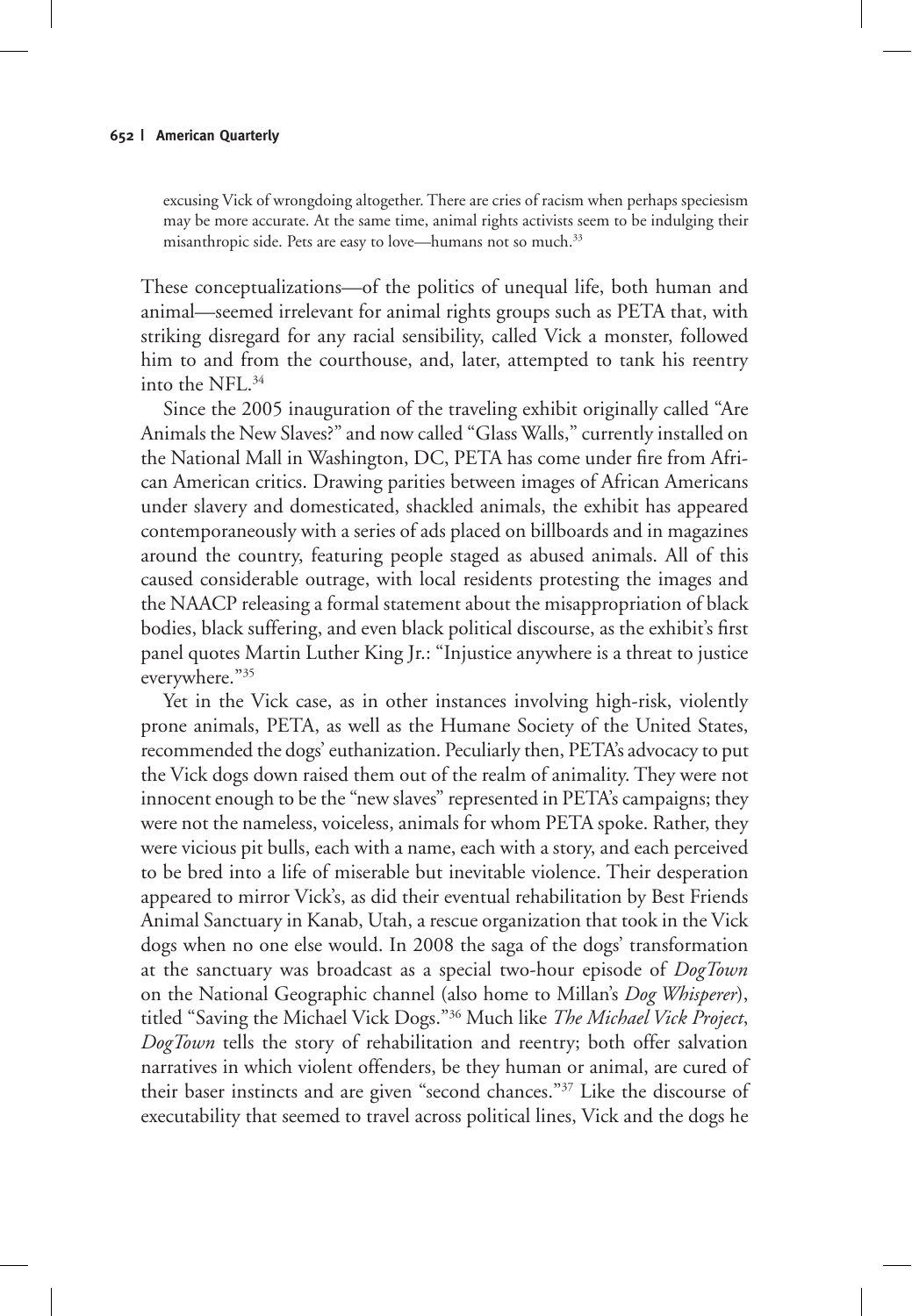> excusing Vick of wrongdoing altogether. There are cries of racism when perhaps speciesism may be more accurate. At the same time, animal rights activists seem to be indulging their misanthropic side. Pets are easy to love—humans not so much.[33]

These conceptualizations—of the politics of unequal life, both human and animal—seemed irrelevant for animal rights groups such as PETA that, with striking disregard for any racial sensibility, called Vick a monster, followed him to and from the courthouse, and, later, attempted to tank his reentry into the NFL.[34]

Since the 2005 inauguration of the traveling exhibit originally called "Are Animals the New Slaves?" and now called "Glass Walls," currently installed on the National Mall in Washington, DC, PETA has come under fire from African American critics. Drawing parities between images of African Americans under slavery and domesticated, shackled animals, the exhibit has appeared contemporaneously with a series of ads placed on billboards and in magazines around the country, featuring people staged as abused animals. All of this caused considerable outrage, with local residents protesting the images and the NAACP releasing a formal statement about the misappropriation of black bodies, black suffering, and even black political discourse, as the exhibit's first panel quotes Martin Luther King Jr.: "Injustice anywhere is a threat to justice everywhere."[35]

Yet in the Vick case, as in other instances involving high-risk, violently prone animals, PETA, as well as the Humane Society of the United States, recommended the dogs' euthanization. Peculiarly then, PETA's advocacy to put the Vick dogs down raised them out of the realm of animality. They were not innocent enough to be the "new slaves" represented in PETA's campaigns; they were not the nameless, voiceless, animals for whom PETA spoke. Rather, they were vicious pit bulls, each with a name, each with a story, and each perceived to be bred into a life of miserable but inevitable violence. Their desperation appeared to mirror Vick's, as did their eventual rehabilitation by Best Friends Animal Sanctuary in Kanab, Utah, a rescue organization that took in the Vick dogs when no one else would. In 2008 the saga of the dogs' transformation at the sanctuary was broadcast as a special two-hour episode of *DogTown* on the National Geographic channel (also home to Millan's *Dog Whisperer*), titled "Saving the Michael Vick Dogs."[36] Much like *The Michael Vick Project*, *DogTown* tells the story of rehabilitation and reentry; both offer salvation narratives in which violent offenders, be they human or animal, are cured of their baser instincts and are given "second chances."[37] Like the discourse of executability that seemed to travel across political lines, Vick and the dogs he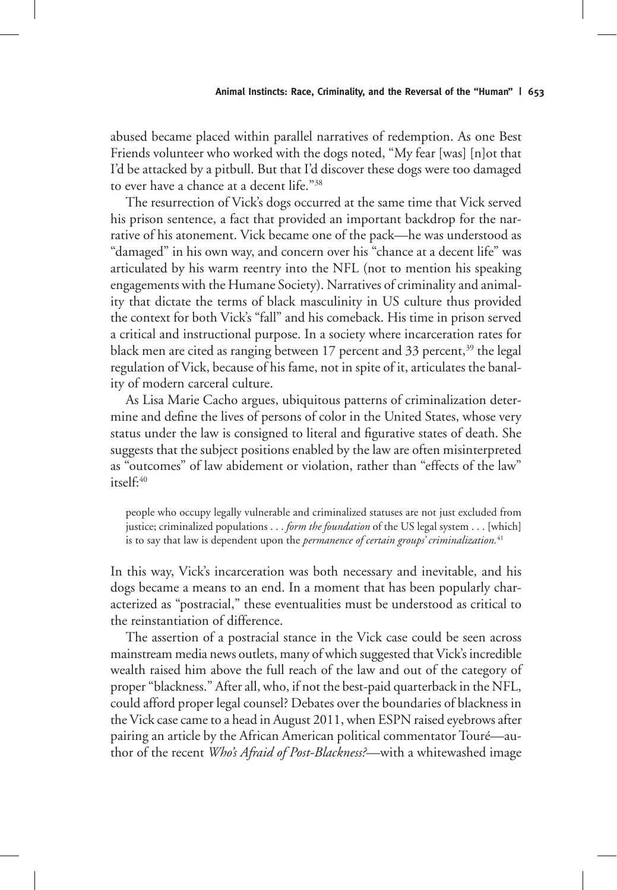abused became placed within parallel narratives of redemption. As one Best Friends volunteer who worked with the dogs noted, "My fear [was] [n]ot that I'd be attacked by a pitbull. But that I'd discover these dogs were too damaged to ever have a chance at a decent life."[38]

The resurrection of Vick's dogs occurred at the same time that Vick served his prison sentence, a fact that provided an important backdrop for the narrative of his atonement. Vick became one of the pack—he was understood as "damaged" in his own way, and concern over his "chance at a decent life" was articulated by his warm reentry into the NFL (not to mention his speaking engagements with the Humane Society). Narratives of criminality and animality that dictate the terms of black masculinity in US culture thus provided the context for both Vick's "fall" and his comeback. His time in prison served a critical and instructional purpose. In a society where incarceration rates for black men are cited as ranging between 17 percent and 33 percent,[39] the legal regulation of Vick, because of his fame, not in spite of it, articulates the banality of modern carceral culture.

As Lisa Marie Cacho argues, ubiquitous patterns of criminalization determine and define the lives of persons of color in the United States, whose very status under the law is consigned to literal and figurative states of death. She suggests that the subject positions enabled by the law are often misinterpreted as "outcomes" of law abidement or violation, rather than "effects of the law" itself:[40]

> people who occupy legally vulnerable and criminalized statuses are not just excluded from justice; criminalized populations . . . *form the foundation* of the US legal system . . . [which] is to say that law is dependent upon the *permanence of certain groups' criminalization.*[41]

In this way, Vick's incarceration was both necessary and inevitable, and his dogs became a means to an end. In a moment that has been popularly characterized as "postracial," these eventualities must be understood as critical to the reinstantiation of difference.

The assertion of a postracial stance in the Vick case could be seen across mainstream media news outlets, many of which suggested that Vick's incredible wealth raised him above the full reach of the law and out of the category of proper "blackness." After all, who, if not the best-paid quarterback in the NFL, could afford proper legal counsel? Debates over the boundaries of blackness in the Vick case came to a head in August 2011, when ESPN raised eyebrows after pairing an article by the African American political commentator Touré—author of the recent *Who's Afraid of Post-Blackness?*—with a whitewashed image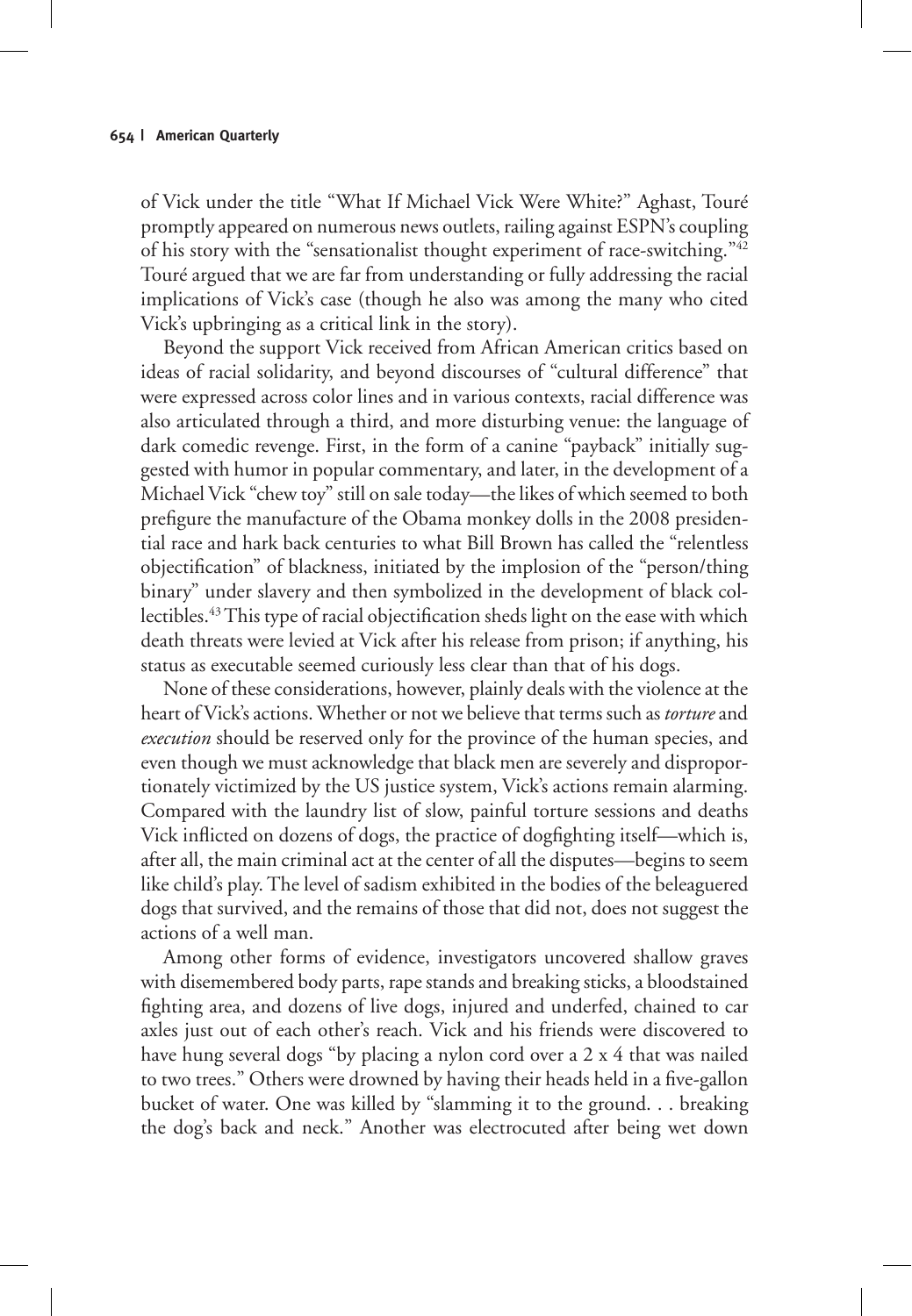of Vick under the title "What If Michael Vick Were White?" Aghast, Touré promptly appeared on numerous news outlets, railing against ESPN's coupling of his story with the "sensationalist thought experiment of race-switching."[42] Touré argued that we are far from understanding or fully addressing the racial implications of Vick's case (though he also was among the many who cited Vick's upbringing as a critical link in the story).

Beyond the support Vick received from African American critics based on ideas of racial solidarity, and beyond discourses of "cultural difference" that were expressed across color lines and in various contexts, racial difference was also articulated through a third, and more disturbing venue: the language of dark comedic revenge. First, in the form of a canine "payback" initially suggested with humor in popular commentary, and later, in the development of a Michael Vick "chew toy" still on sale today—the likes of which seemed to both prefigure the manufacture of the Obama monkey dolls in the 2008 presidential race and hark back centuries to what Bill Brown has called the "relentless objectification" of blackness, initiated by the implosion of the "person/thing binary" under slavery and then symbolized in the development of black collectibles.[43] This type of racial objectification sheds light on the ease with which death threats were levied at Vick after his release from prison; if anything, his status as executable seemed curiously less clear than that of his dogs.

None of these considerations, however, plainly deals with the violence at the heart of Vick's actions. Whether or not we believe that terms such as *torture* and *execution* should be reserved only for the province of the human species, and even though we must acknowledge that black men are severely and disproportionately victimized by the US justice system, Vick's actions remain alarming. Compared with the laundry list of slow, painful torture sessions and deaths Vick inflicted on dozens of dogs, the practice of dogfighting itself—which is, after all, the main criminal act at the center of all the disputes—begins to seem like child's play. The level of sadism exhibited in the bodies of the beleaguered dogs that survived, and the remains of those that did not, does not suggest the actions of a well man.

Among other forms of evidence, investigators uncovered shallow graves with disemembered body parts, rape stands and breaking sticks, a bloodstained fighting area, and dozens of live dogs, injured and underfed, chained to car axles just out of each other's reach. Vick and his friends were discovered to have hung several dogs "by placing a nylon cord over a 2 x 4 that was nailed to two trees." Others were drowned by having their heads held in a five-gallon bucket of water. One was killed by "slamming it to the ground. . . breaking the dog's back and neck." Another was electrocuted after being wet down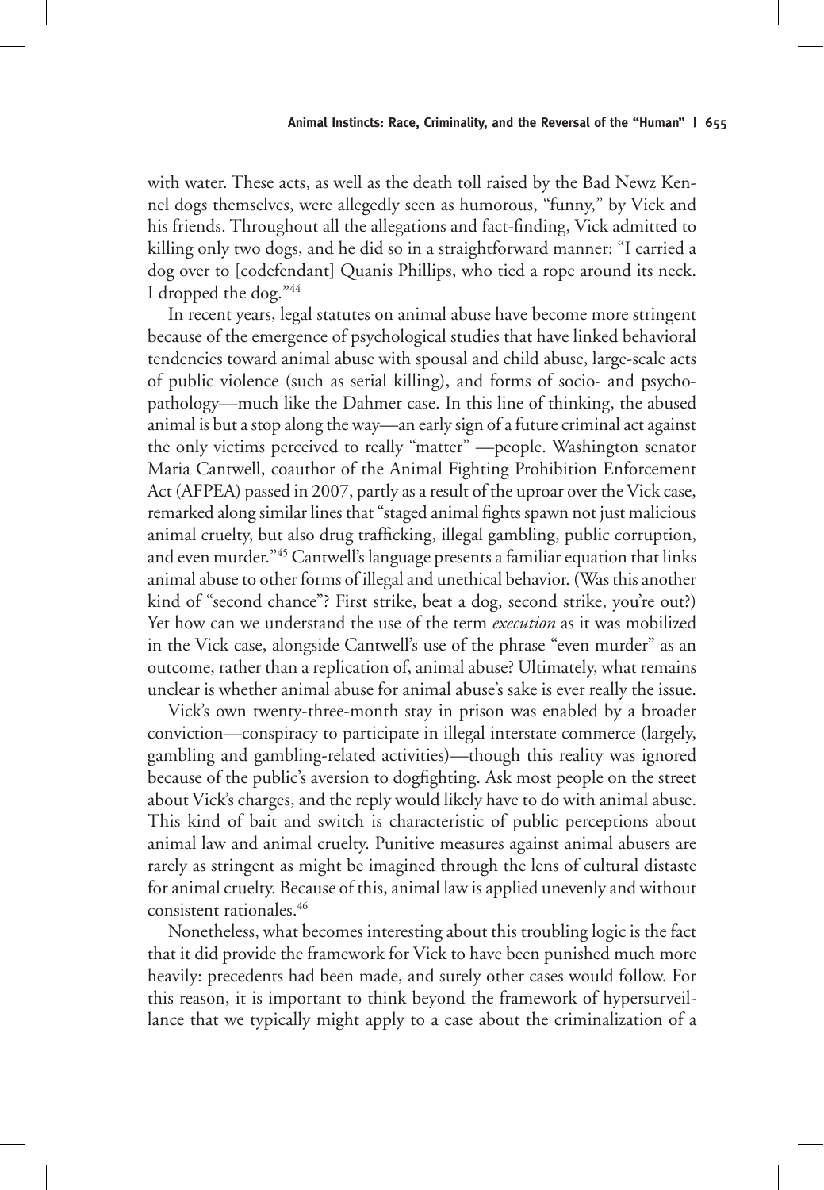with water. These acts, as well as the death toll raised by the Bad Newz Kennel dogs themselves, were allegedly seen as humorous, "funny," by Vick and his friends. Throughout all the allegations and fact-finding, Vick admitted to killing only two dogs, and he did so in a straightforward manner: "I carried a dog over to [codefendant] Quanis Phillips, who tied a rope around its neck. I dropped the dog."[44]

In recent years, legal statutes on animal abuse have become more stringent because of the emergence of psychological studies that have linked behavioral tendencies toward animal abuse with spousal and child abuse, large-scale acts of public violence (such as serial killing), and forms of socio- and psychopathology—much like the Dahmer case. In this line of thinking, the abused animal is but a stop along the way—an early sign of a future criminal act against the only victims perceived to really "matter" —people. Washington senator Maria Cantwell, coauthor of the Animal Fighting Prohibition Enforcement Act (AFPEA) passed in 2007, partly as a result of the uproar over the Vick case, remarked along similar lines that "staged animal fights spawn not just malicious animal cruelty, but also drug trafficking, illegal gambling, public corruption, and even murder."[45] Cantwell's language presents a familiar equation that links animal abuse to other forms of illegal and unethical behavior. (Was this another kind of "second chance"? First strike, beat a dog, second strike, you're out?) Yet how can we understand the use of the term *execution* as it was mobilized in the Vick case, alongside Cantwell's use of the phrase "even murder" as an outcome, rather than a replication of, animal abuse? Ultimately, what remains unclear is whether animal abuse for animal abuse's sake is ever really the issue.

Vick's own twenty-three-month stay in prison was enabled by a broader conviction—conspiracy to participate in illegal interstate commerce (largely, gambling and gambling-related activities)—though this reality was ignored because of the public's aversion to dogfighting. Ask most people on the street about Vick's charges, and the reply would likely have to do with animal abuse. This kind of bait and switch is characteristic of public perceptions about animal law and animal cruelty. Punitive measures against animal abusers are rarely as stringent as might be imagined through the lens of cultural distaste for animal cruelty. Because of this, animal law is applied unevenly and without consistent rationales.[46]

Nonetheless, what becomes interesting about this troubling logic is the fact that it did provide the framework for Vick to have been punished much more heavily: precedents had been made, and surely other cases would follow. For this reason, it is important to think beyond the framework of hypersurveillance that we typically might apply to a case about the criminalization of a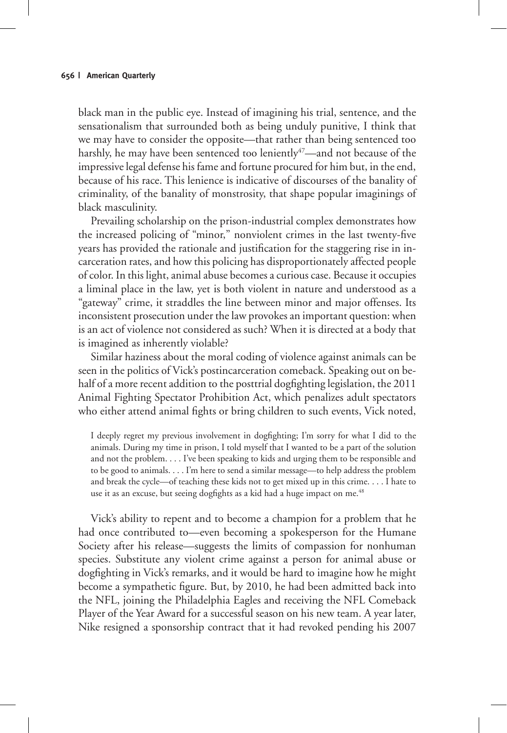black man in the public eye. Instead of imagining his trial, sentence, and the sensationalism that surrounded both as being unduly punitive, I think that we may have to consider the opposite—that rather than being sentenced too harshly, he may have been sentenced too leniently[47]—and not because of the impressive legal defense his fame and fortune procured for him but, in the end, because of his race. This lenience is indicative of discourses of the banality of criminality, of the banality of monstrosity, that shape popular imaginings of black masculinity.

Prevailing scholarship on the prison-industrial complex demonstrates how the increased policing of "minor," nonviolent crimes in the last twenty-five years has provided the rationale and justification for the staggering rise in incarceration rates, and how this policing has disproportionately affected people of color. In this light, animal abuse becomes a curious case. Because it occupies a liminal place in the law, yet is both violent in nature and understood as a "gateway" crime, it straddles the line between minor and major offenses. Its inconsistent prosecution under the law provokes an important question: when is an act of violence not considered as such? When it is directed at a body that is imagined as inherently violable?

Similar haziness about the moral coding of violence against animals can be seen in the politics of Vick's postincarceration comeback. Speaking out on behalf of a more recent addition to the posttrial dogfighting legislation, the 2011 Animal Fighting Spectator Prohibition Act, which penalizes adult spectators who either attend animal fights or bring children to such events, Vick noted,

> I deeply regret my previous involvement in dogfighting; I'm sorry for what I did to the animals. During my time in prison, I told myself that I wanted to be a part of the solution and not the problem. . . . I've been speaking to kids and urging them to be responsible and to be good to animals. . . . I'm here to send a similar message—to help address the problem and break the cycle—of teaching these kids not to get mixed up in this crime. . . . I hate to use it as an excuse, but seeing dogfights as a kid had a huge impact on me.[48]

Vick's ability to repent and to become a champion for a problem that he had once contributed to—even becoming a spokesperson for the Humane Society after his release—suggests the limits of compassion for nonhuman species. Substitute any violent crime against a person for animal abuse or dogfighting in Vick's remarks, and it would be hard to imagine how he might become a sympathetic figure. But, by 2010, he had been admitted back into the NFL, joining the Philadelphia Eagles and receiving the NFL Comeback Player of the Year Award for a successful season on his new team. A year later, Nike resigned a sponsorship contract that it had revoked pending his 2007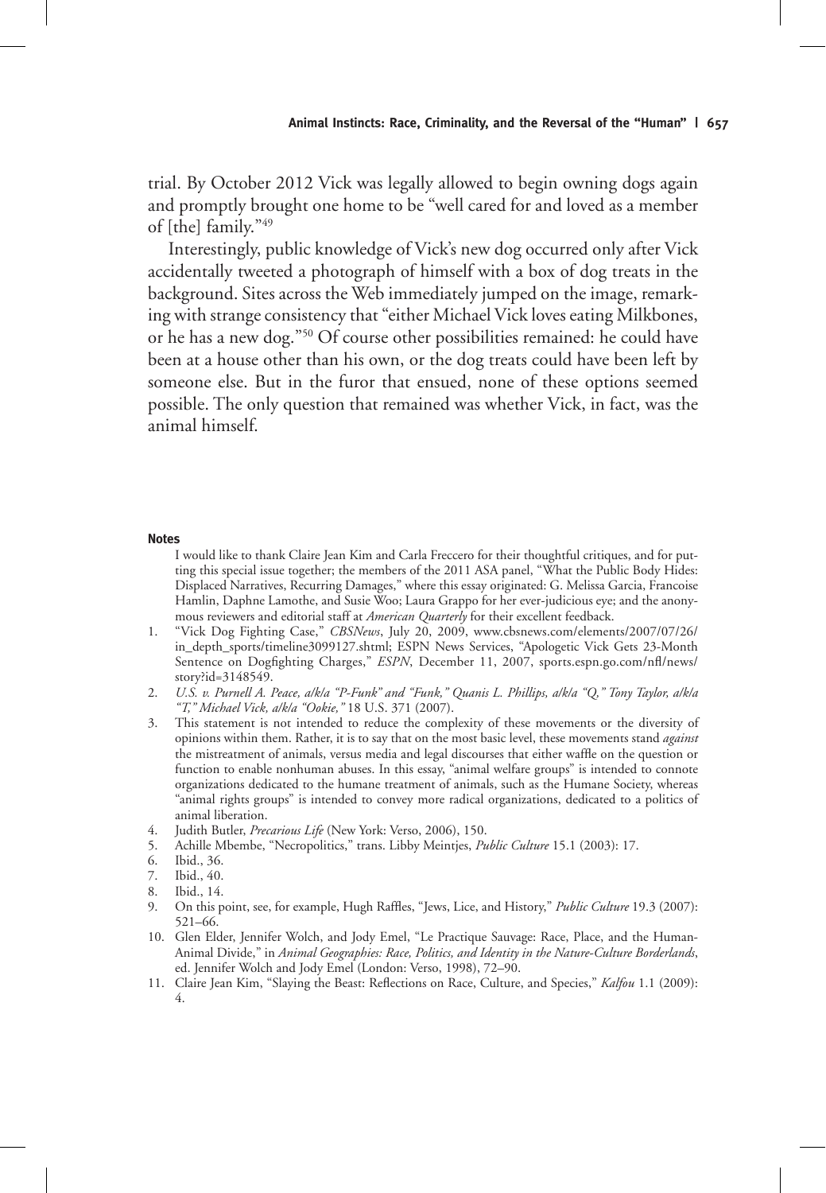trial. By October 2012 Vick was legally allowed to begin owning dogs again and promptly brought one home to be "well cared for and loved as a member of [the] family."[49]

Interestingly, public knowledge of Vick's new dog occurred only after Vick accidentally tweeted a photograph of himself with a box of dog treats in the background. Sites across the Web immediately jumped on the image, remarking with strange consistency that "either Michael Vick loves eating Milkbones, or he has a new dog."[50] Of course other possibilities remained: he could have been at a house other than his own, or the dog treats could have been left by someone else. But in the furor that ensued, none of these options seemed possible. The only question that remained was whether Vick, in fact, was the animal himself.

## Notes

I would like to thank Claire Jean Kim and Carla Freccero for their thoughtful critiques, and for putting this special issue together; the members of the 2011 ASA panel, "What the Public Body Hides: Displaced Narratives, Recurring Damages," where this essay originated: G. Melissa Garcia, Francoise Hamlin, Daphne Lamothe, and Susie Woo; Laura Grappo for her ever-judicious eye; and the anonymous reviewers and editorial staff at *American Quarterly* for their excellent feedback.

1. "Vick Dog Fighting Case," *CBSNews*, July 20, 2009, www.cbsnews.com/elements/2007/07/26/in_depth_sports/timeline3099127.shtml; ESPN News Services, "Apologetic Vick Gets 23-Month Sentence on Dogfighting Charges," *ESPN*, December 11, 2007, sports.espn.go.com/nfl/news/story?id=3148549.
2. *U.S. v. Purnell A. Peace, a/k/a "P-Funk" and "Funk," Quanis L. Phillips, a/k/a "Q," Tony Taylor, a/k/a "T," Michael Vick, a/k/a "Ookie,"* 18 U.S. 371 (2007).
3. This statement is not intended to reduce the complexity of these movements or the diversity of opinions within them. Rather, it is to say that on the most basic level, these movements stand *against* the mistreatment of animals, versus media and legal discourses that either waffle on the question or function to enable nonhuman abuses. In this essay, "animal welfare groups" is intended to connote organizations dedicated to the humane treatment of animals, such as the Humane Society, whereas "animal rights groups" is intended to convey more radical organizations, dedicated to a politics of animal liberation.
4. Judith Butler, *Precarious Life* (New York: Verso, 2006), 150.
5. Achille Mbembe, "Necropolitics," trans. Libby Meintjes, *Public Culture* 15.1 (2003): 17.
6. Ibid., 36.
7. Ibid., 40.
8. Ibid., 14.
9. On this point, see, for example, Hugh Raffles, "Jews, Lice, and History," *Public Culture* 19.3 (2007): 521–66.
10. Glen Elder, Jennifer Wolch, and Jody Emel, "Le Practique Sauvage: Race, Place, and the Human-Animal Divide," in *Animal Geographies: Race, Politics, and Identity in the Nature-Culture Borderlands*, ed. Jennifer Wolch and Jody Emel (London: Verso, 1998), 72–90.
11. Claire Jean Kim, "Slaying the Beast: Reflections on Race, Culture, and Species," *Kalfou* 1.1 (2009): 4.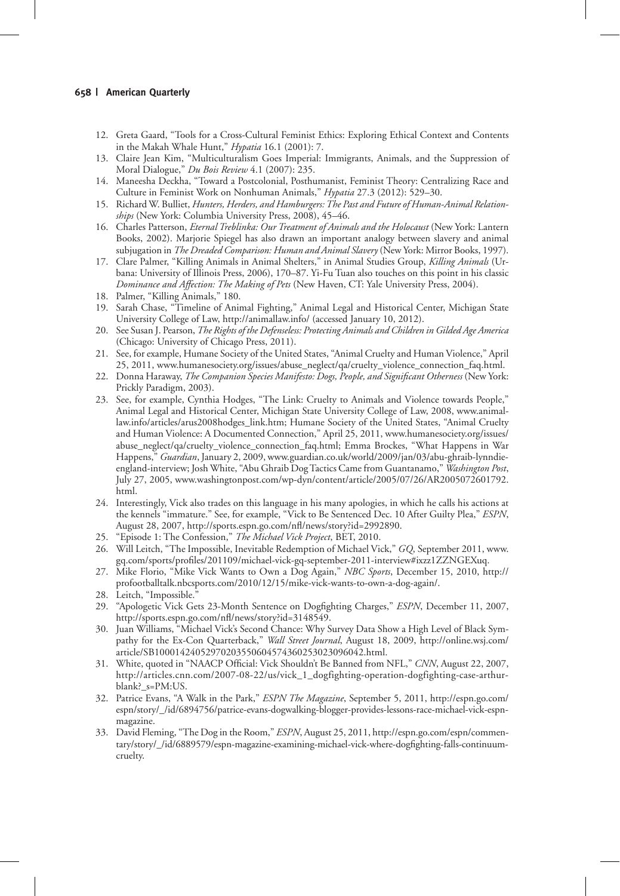12. Greta Gaard, "Tools for a Cross-Cultural Feminist Ethics: Exploring Ethical Context and Contents in the Makah Whale Hunt," *Hypatia* 16.1 (2001): 7.
13. Claire Jean Kim, "Multiculturalism Goes Imperial: Immigrants, Animals, and the Suppression of Moral Dialogue," *Du Bois Review* 4.1 (2007): 235.
14. Maneesha Deckha, "Toward a Postcolonial, Posthumanist, Feminist Theory: Centralizing Race and Culture in Feminist Work on Nonhuman Animals," *Hypatia* 27.3 (2012): 529–30.
15. Richard W. Bulliet, *Hunters, Herders, and Hamburgers: The Past and Future of Human-Animal Relationships* (New York: Columbia University Press, 2008), 45–46.
16. Charles Patterson, *Eternal Treblinka: Our Treatment of Animals and the Holocaust* (New York: Lantern Books, 2002). Marjorie Spiegel has also drawn an important analogy between slavery and animal subjugation in *The Dreaded Comparison: Human and Animal Slavery* (New York: Mirror Books, 1997).
17. Clare Palmer, "Killing Animals in Animal Shelters," in Animal Studies Group, *Killing Animals* (Urbana: University of Illinois Press, 2006), 170–87. Yi-Fu Tuan also touches on this point in his classic *Dominance and Affection: The Making of Pets* (New Haven, CT: Yale University Press, 2004).
18. Palmer, "Killing Animals," 180.
19. Sarah Chase, "Timeline of Animal Fighting," Animal Legal and Historical Center, Michigan State University College of Law, http://animallaw.info/ (accessed January 10, 2012).
20. See Susan J. Pearson, *The Rights of the Defenseless: Protecting Animals and Children in Gilded Age America* (Chicago: University of Chicago Press, 2011).
21. See, for example, Humane Society of the United States, "Animal Cruelty and Human Violence," April 25, 2011, www.humanesociety.org/issues/abuse_neglect/qa/cruelty_violence_connection_faq.html.
22. Donna Haraway, *The Companion Species Manifesto: Dogs, People, and Significant Otherness* (New York: Prickly Paradigm, 2003).
23. See, for example, Cynthia Hodges, "The Link: Cruelty to Animals and Violence towards People," Animal Legal and Historical Center, Michigan State University College of Law, 2008, www.animallaw.info/articles/arus2008hodges_link.htm; Humane Society of the United States, "Animal Cruelty and Human Violence: A Documented Connection," April 25, 2011, www.humanesociety.org/issues/abuse_neglect/qa/cruelty_violence_connection_faq.html; Emma Brockes, "What Happens in War Happens," *Guardian*, January 2, 2009, www.guardian.co.uk/world/2009/jan/03/abu-ghraib-lynndie-england-interview; Josh White, "Abu Ghraib Dog Tactics Came from Guantanamo," *Washington Post*, July 27, 2005, www.washingtonpost.com/wp-dyn/content/article/2005/07/26/AR2005072601792.html.
24. Interestingly, Vick also trades on this language in his many apologies, in which he calls his actions at the kennels "immature." See, for example, "Vick to Be Sentenced Dec. 10 After Guilty Plea," *ESPN*, August 28, 2007, http://sports.espn.go.com/nfl/news/story?id=2992890.
25. "Episode 1: The Confession," *The Michael Vick Project*, BET, 2010.
26. Will Leitch, "The Impossible, Inevitable Redemption of Michael Vick," *GQ*, September 2011, www.gq.com/sports/profiles/201109/michael-vick-gq-september-2011-interview#ixzz1ZZNGEXuq.
27. Mike Florio, "Mike Vick Wants to Own a Dog Again," *NBC Sports*, December 15, 2010, http://profootballtalk.nbcsports.com/2010/12/15/mike-vick-wants-to-own-a-dog-again/.
28. Leitch, "Impossible."
29. "Apologetic Vick Gets 23-Month Sentence on Dogfighting Charges," *ESPN*, December 11, 2007, http://sports.espn.go.com/nfl/news/story?id=3148549.
30. Juan Williams, "Michael Vick's Second Chance: Why Survey Data Show a High Level of Black Sympathy for the Ex-Con Quarterback," *Wall Street Journal*, August 18, 2009, http://online.wsj.com/article/SB10001424052970203550604574360253023096042.html.
31. White, quoted in "NAACP Official: Vick Shouldn't Be Banned from NFL," *CNN*, August 22, 2007, http://articles.cnn.com/2007-08-22/us/vick_1_dogfighting-operation-dogfighting-case-arthur-blank?_s=PM:US.
32. Patrice Evans, "A Walk in the Park," *ESPN The Magazine*, September 5, 2011, http://espn.go.com/espn/story/_/id/6894756/patrice-evans-dogwalking-blogger-provides-lessons-race-michael-vick-espn-magazine.
33. David Fleming, "The Dog in the Room," *ESPN*, August 25, 2011, http://espn.go.com/espn/commentary/story/_/id/6889579/espn-magazine-examining-michael-vick-where-dogfighting-falls-continuum-cruelty.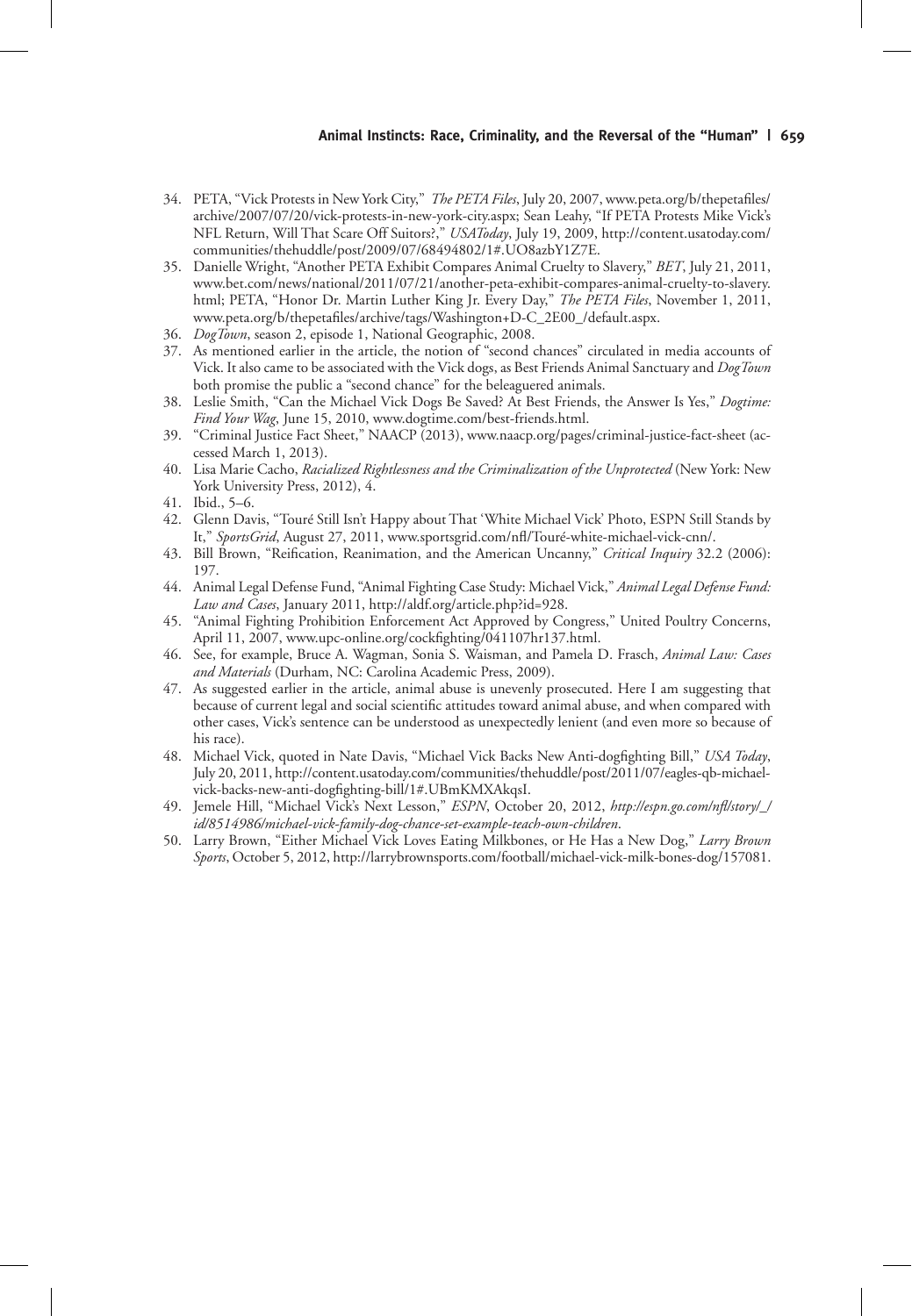34. PETA, "Vick Protests in New York City," *The PETA Files*, July 20, 2007, www.peta.org/b/thepetafiles/archive/2007/07/20/vick-protests-in-new-york-city.aspx; Sean Leahy, "If PETA Protests Mike Vick's NFL Return, Will That Scare Off Suitors?," *USAToday*, July 19, 2009, http://content.usatoday.com/communities/thehuddle/post/2009/07/68494802/1#.UO8azbY1Z7E.
35. Danielle Wright, "Another PETA Exhibit Compares Animal Cruelty to Slavery," *BET*, July 21, 2011, www.bet.com/news/national/2011/07/21/another-peta-exhibit-compares-animal-cruelty-to-slavery.html; PETA, "Honor Dr. Martin Luther King Jr. Every Day," *The PETA Files*, November 1, 2011, www.peta.org/b/thepetafiles/archive/tags/Washington+D-C_2E00_/default.aspx.
36. *DogTown*, season 2, episode 1, National Geographic, 2008.
37. As mentioned earlier in the article, the notion of "second chances" circulated in media accounts of Vick. It also came to be associated with the Vick dogs, as Best Friends Animal Sanctuary and *DogTown* both promise the public a "second chance" for the beleaguered animals.
38. Leslie Smith, "Can the Michael Vick Dogs Be Saved? At Best Friends, the Answer Is Yes," *Dogtime: Find Your Wag*, June 15, 2010, www.dogtime.com/best-friends.html.
39. "Criminal Justice Fact Sheet," NAACP (2013), www.naacp.org/pages/criminal-justice-fact-sheet (accessed March 1, 2013).
40. Lisa Marie Cacho, *Racialized Rightlessness and the Criminalization of the Unprotected* (New York: New York University Press, 2012), 4.
41. Ibid., 5–6.
42. Glenn Davis, "Touré Still Isn't Happy about That 'White Michael Vick' Photo, ESPN Still Stands by It," *SportsGrid*, August 27, 2011, www.sportsgrid.com/nfl/Touré-white-michael-vick-cnn/.
43. Bill Brown, "Reification, Reanimation, and the American Uncanny," *Critical Inquiry* 32.2 (2006): 197.
44. Animal Legal Defense Fund, "Animal Fighting Case Study: Michael Vick," *Animal Legal Defense Fund: Law and Cases*, January 2011, http://aldf.org/article.php?id=928.
45. "Animal Fighting Prohibition Enforcement Act Approved by Congress," United Poultry Concerns, April 11, 2007, www.upc-online.org/cockfighting/041107hr137.html.
46. See, for example, Bruce A. Wagman, Sonia S. Waisman, and Pamela D. Frasch, *Animal Law: Cases and Materials* (Durham, NC: Carolina Academic Press, 2009).
47. As suggested earlier in the article, animal abuse is unevenly prosecuted. Here I am suggesting that because of current legal and social scientific attitudes toward animal abuse, and when compared with other cases, Vick's sentence can be understood as unexpectedly lenient (and even more so because of his race).
48. Michael Vick, quoted in Nate Davis, "Michael Vick Backs New Anti-dogfighting Bill," *USA Today*, July 20, 2011, http://content.usatoday.com/communities/thehuddle/post/2011/07/eagles-qb-michael-vick-backs-new-anti-dogfighting-bill/1#.UBmKMXAkqsI.
49. Jemele Hill, "Michael Vick's Next Lesson," *ESPN*, October 20, 2012, *http://espn.go.com/nfl/story/_/id/8514986/michael-vick-family-dog-chance-set-example-teach-own-children*.
50. Larry Brown, "Either Michael Vick Loves Eating Milkbones, or He Has a New Dog," *Larry Brown Sports*, October 5, 2012, http://larrybrownsports.com/football/michael-vick-milk-bones-dog/157081.